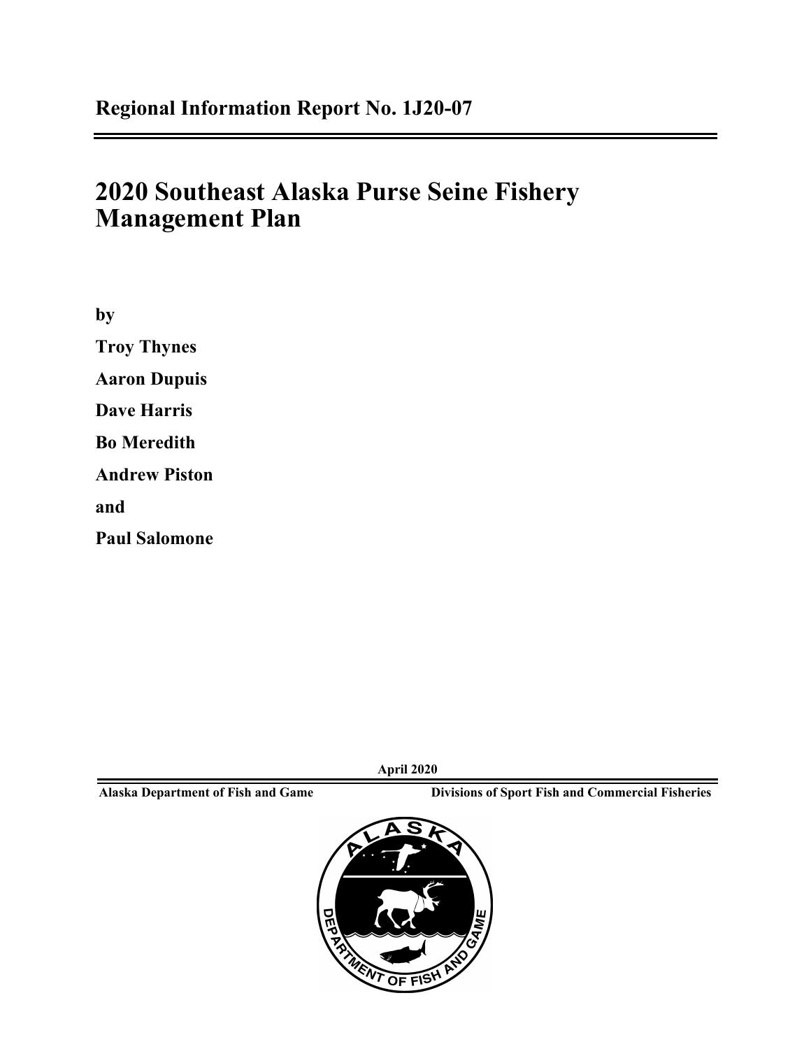**Regional Information Report No. 1J20-07**

# 2020 Southeast Alaska Purse Seine Fishery Management Plan

by

**Troy Thynes**

**Aaron Dupuis**

**Dave Harris**

**Bo Meredith**

**Andrew Piston**

and

**Paul Salomone**

**April 2020**

**Alaska Department of Fish and Game** **Divisions of Sport Fish and Commercial Fisheries**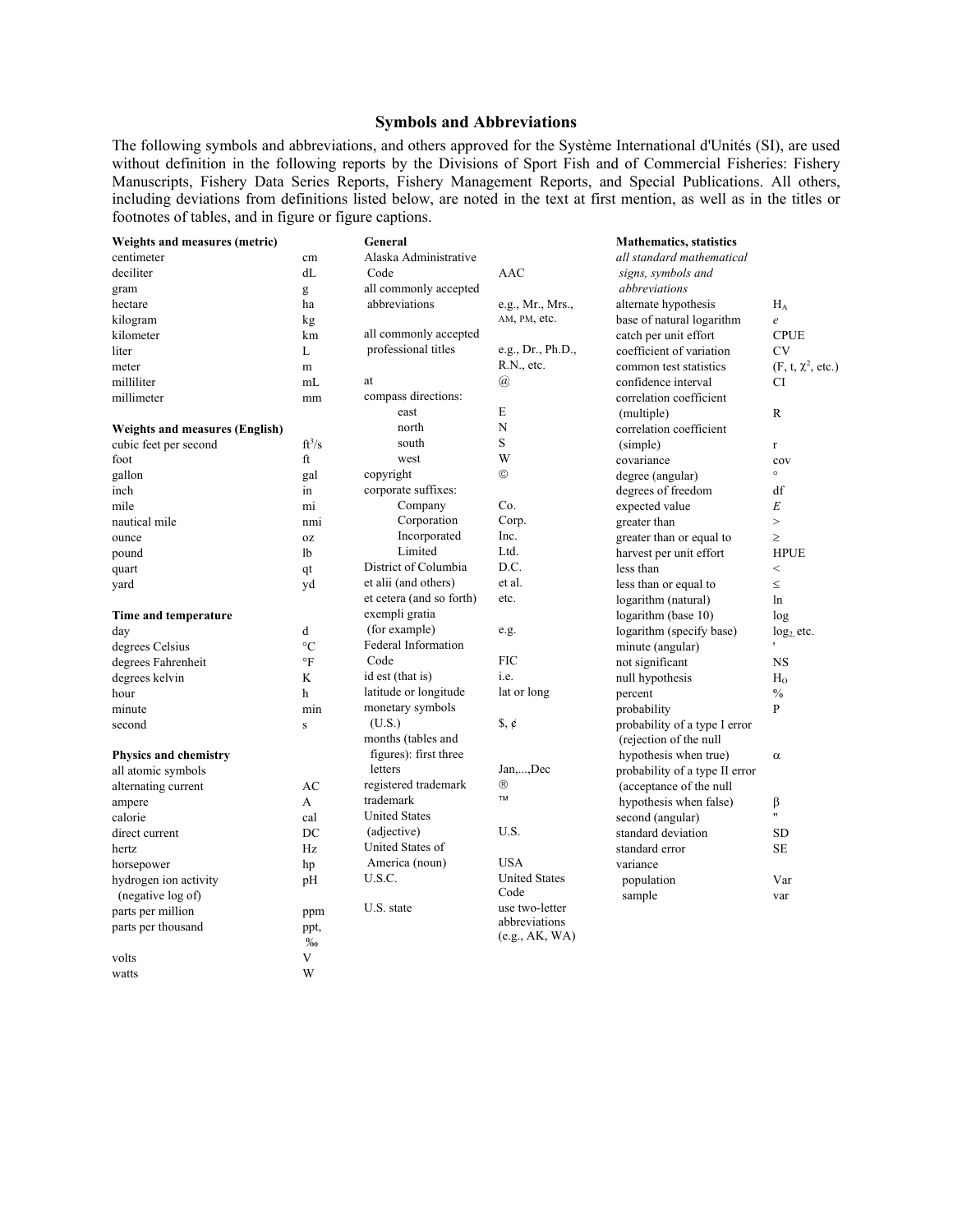# Symbols and Abbreviations

The following symbols and abbreviations, and others approved for the Système International d'Unités (SI), are used without definition in the following reports by the Divisions of Sport Fish and of Commercial Fisheries: Fishery Manuscripts, Fishery Data Series Reports, Fishery Management Reports, and Special Publications. All others, including deviations from definitions listed below, are noted in the text at first mention, as well as in the titles or footnotes of tables, and in figure or figure captions.

**Weights and measures (metric)**

| | |
|---|---|
| centimeter | cm |
| deciliter | dL |
| gram | g |
| hectare | ha |
| kilogram | kg |
| kilometer | km |
| liter | L |
| meter | m |
| milliliter | mL |
| millimeter | mm |

**Weights and measures (English)**

| | |
|---|---|
| cubic feet per second | $ft^3/s$ |
| foot | ft |
| gallon | gal |
| inch | in |
| mile | mi |
| nautical mile | nmi |
| ounce | oz |
| pound | lb |
| quart | qt |
| yard | yd |

**Time and temperature**

| | |
|---|---|
| day | d |
| degrees Celsius | °C |
| degrees Fahrenheit | °F |
| degrees kelvin | K |
| hour | h |
| minute | min |
| second | s |

**Physics and chemistry**

| | |
|---|---|
| all atomic symbols | |
| alternating current | AC |
| ampere | A |
| calorie | cal |
| direct current | DC |
| hertz | Hz |
| horsepower | hp |
| hydrogen ion activity (negative log of) | pH |
| parts per million | ppm |
| parts per thousand | ppt, ‰ |
| volts | V |
| watts | W |

**General**

| | |
|---|---|
| Alaska Administrative Code | AAC |
| all commonly accepted abbreviations | e.g., Mr., Mrs., AM, PM, etc. |
| all commonly accepted professional titles | e.g., Dr., Ph.D., R.N., etc. |
| at | @ |
| compass directions: | |
| east | E |
| north | N |
| south | S |
| west | W |
| copyright | © |
| corporate suffixes: | |
| Company | Co. |
| Corporation | Corp. |
| Incorporated | Inc. |
| Limited | Ltd. |
| District of Columbia | D.C. |
| et alii (and others) | et al. |
| et cetera (and so forth) | etc. |
| exempli gratia (for example) | e.g. |
| Federal Information Code | FIC |
| id est (that is) | i.e. |
| latitude or longitude | lat or long |
| monetary symbols (U.S.) | \$, ¢ |
| months (tables and figures): first three letters | Jan,...,Dec |
| registered trademark | ® |
| trademark | ™ |
| United States (adjective) | U.S. |
| United States of America (noun) | USA |
| U.S.C. | United States Code |
| U.S. state | use two-letter abbreviations (e.g., AK, WA) |

**Mathematics, statistics**

| | |
|---|---|
| *all standard mathematical signs, symbols and abbreviations* | |
| alternate hypothesis | $H_A$ |
| base of natural logarithm | *e* |
| catch per unit effort | CPUE |
| coefficient of variation | CV |
| common test statistics | (F, t, $\chi^2$, etc.) |
| confidence interval | CI |
| correlation coefficient (multiple) | R |
| correlation coefficient (simple) | r |
| covariance | cov |
| degree (angular) | ° |
| degrees of freedom | df |
| expected value | *E* |
| greater than | > |
| greater than or equal to | ≥ |
| harvest per unit effort | HPUE |
| less than | < |
| less than or equal to | ≤ |
| logarithm (natural) | ln |
| logarithm (base 10) | log |
| logarithm (specify base) | $log_2$, etc. |
| minute (angular) | ' |
| not significant | NS |
| null hypothesis | $H_O$ |
| percent | % |
| probability | P |
| probability of a type I error (rejection of the null hypothesis when true) | α |
| probability of a type II error (acceptance of the null hypothesis when false) | β |
| second (angular) | " |
| standard deviation | SD |
| standard error | SE |
| variance | |
| population | Var |
| sample | var |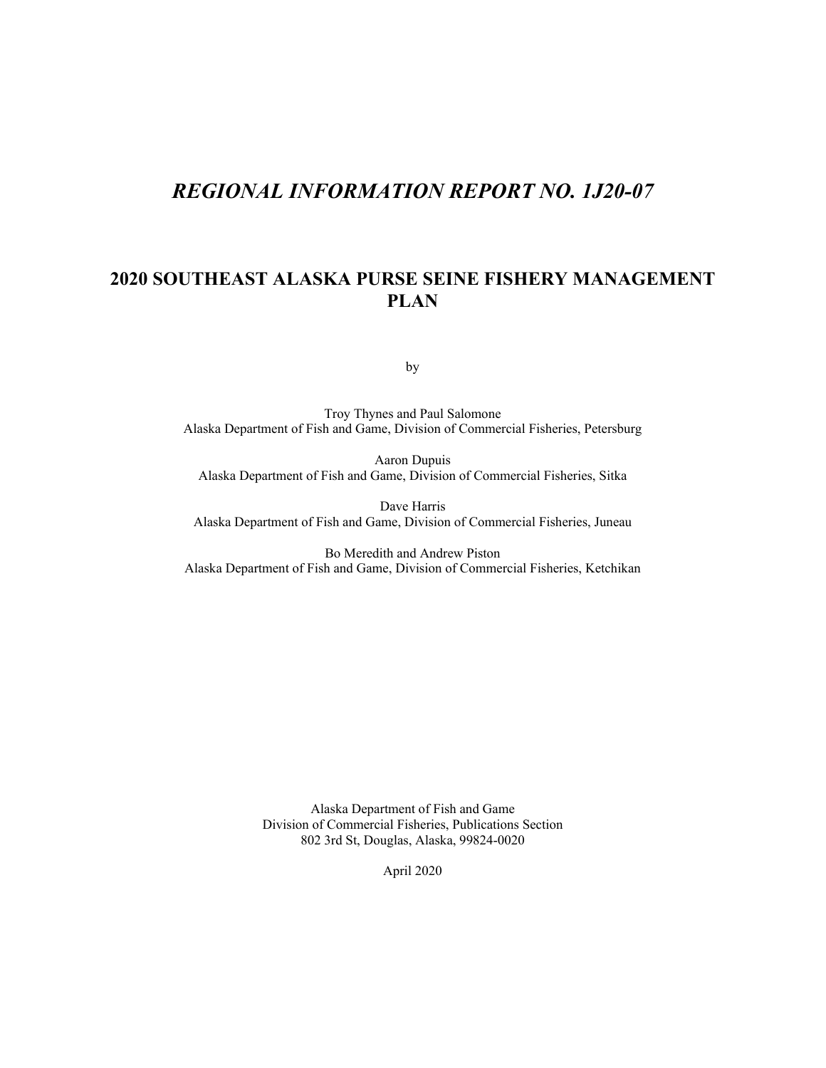# *REGIONAL INFORMATION REPORT NO. 1J20-07*

## 2020 SOUTHEAST ALASKA PURSE SEINE FISHERY MANAGEMENT PLAN

by

Troy Thynes and Paul Salomone
Alaska Department of Fish and Game, Division of Commercial Fisheries, Petersburg

Aaron Dupuis
Alaska Department of Fish and Game, Division of Commercial Fisheries, Sitka

Dave Harris
Alaska Department of Fish and Game, Division of Commercial Fisheries, Juneau

Bo Meredith and Andrew Piston
Alaska Department of Fish and Game, Division of Commercial Fisheries, Ketchikan

Alaska Department of Fish and Game
Division of Commercial Fisheries, Publications Section
802 3rd St, Douglas, Alaska, 99824-0020

April 2020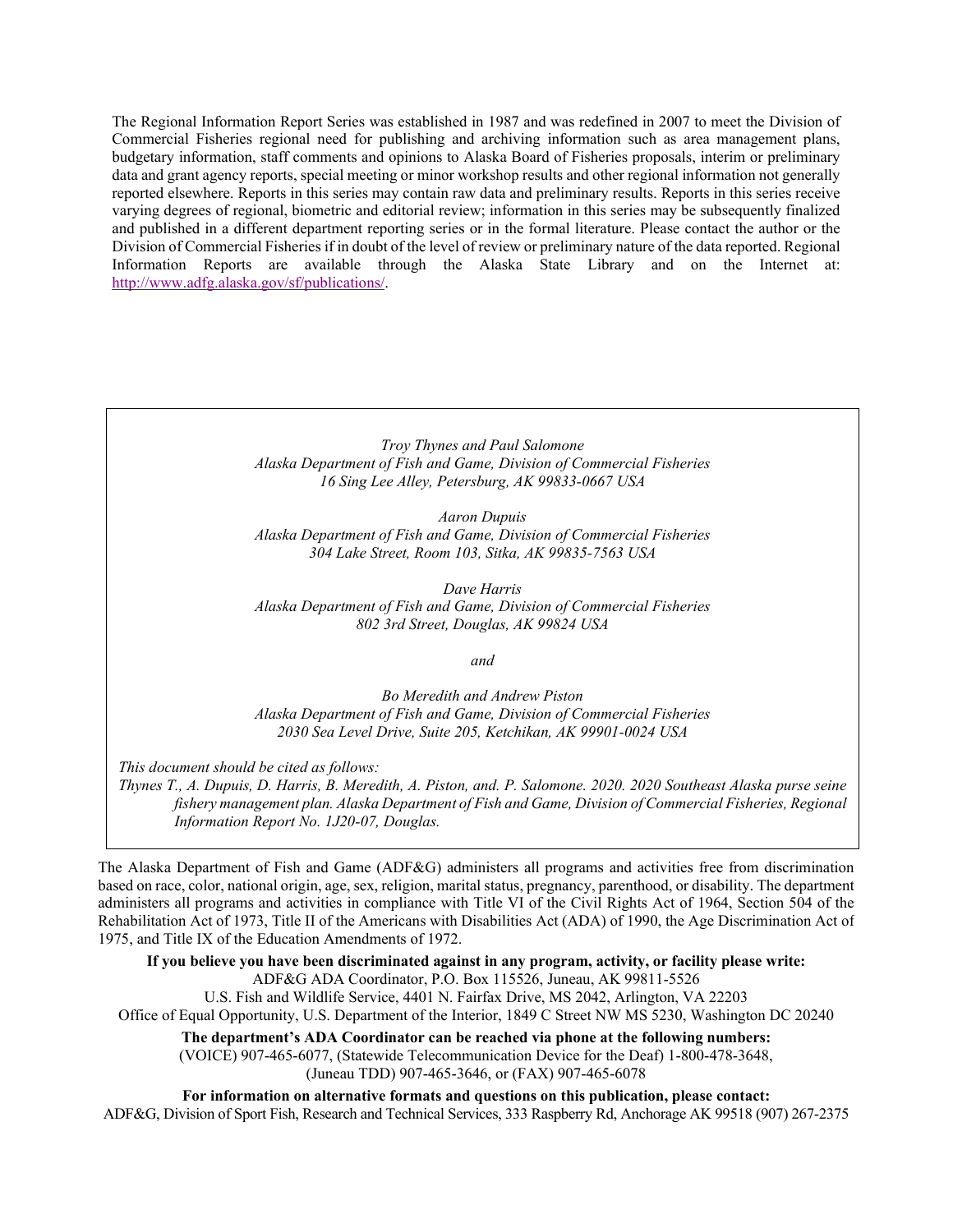The Regional Information Report Series was established in 1987 and was redefined in 2007 to meet the Division of Commercial Fisheries regional need for publishing and archiving information such as area management plans, budgetary information, staff comments and opinions to Alaska Board of Fisheries proposals, interim or preliminary data and grant agency reports, special meeting or minor workshop results and other regional information not generally reported elsewhere. Reports in this series may contain raw data and preliminary results. Reports in this series receive varying degrees of regional, biometric and editorial review; information in this series may be subsequently finalized and published in a different department reporting series or in the formal literature. Please contact the author or the Division of Commercial Fisheries if in doubt of the level of review or preliminary nature of the data reported. Regional Information Reports are available through the Alaska State Library and on the Internet at: http://www.adfg.alaska.gov/sf/publications/.

*Troy Thynes and Paul Salomone*
*Alaska Department of Fish and Game, Division of Commercial Fisheries*
*16 Sing Lee Alley, Petersburg, AK 99833-0667 USA*

*Aaron Dupuis*
*Alaska Department of Fish and Game, Division of Commercial Fisheries*
*304 Lake Street, Room 103, Sitka, AK 99835-7563 USA*

*Dave Harris*
*Alaska Department of Fish and Game, Division of Commercial Fisheries*
*802 3rd Street, Douglas, AK 99824 USA*

*and*

*Bo Meredith and Andrew Piston*
*Alaska Department of Fish and Game, Division of Commercial Fisheries*
*2030 Sea Level Drive, Suite 205, Ketchikan, AK 99901-0024 USA*

*This document should be cited as follows:*
*Thynes T., A. Dupuis, D. Harris, B. Meredith, A. Piston, and. P. Salomone. 2020. 2020 Southeast Alaska purse seine fishery management plan. Alaska Department of Fish and Game, Division of Commercial Fisheries, Regional Information Report No. 1J20-07, Douglas.*

The Alaska Department of Fish and Game (ADF&G) administers all programs and activities free from discrimination based on race, color, national origin, age, sex, religion, marital status, pregnancy, parenthood, or disability. The department administers all programs and activities in compliance with Title VI of the Civil Rights Act of 1964, Section 504 of the Rehabilitation Act of 1973, Title II of the Americans with Disabilities Act (ADA) of 1990, the Age Discrimination Act of 1975, and Title IX of the Education Amendments of 1972.

**If you believe you have been discriminated against in any program, activity, or facility please write:**
ADF&G ADA Coordinator, P.O. Box 115526, Juneau, AK 99811-5526
U.S. Fish and Wildlife Service, 4401 N. Fairfax Drive, MS 2042, Arlington, VA 22203
Office of Equal Opportunity, U.S. Department of the Interior, 1849 C Street NW MS 5230, Washington DC 20240

**The department's ADA Coordinator can be reached via phone at the following numbers:**
(VOICE) 907-465-6077, (Statewide Telecommunication Device for the Deaf) 1-800-478-3648,
(Juneau TDD) 907-465-3646, or (FAX) 907-465-6078

**For information on alternative formats and questions on this publication, please contact:**
ADF&G, Division of Sport Fish, Research and Technical Services, 333 Raspberry Rd, Anchorage AK 99518 (907) 267-2375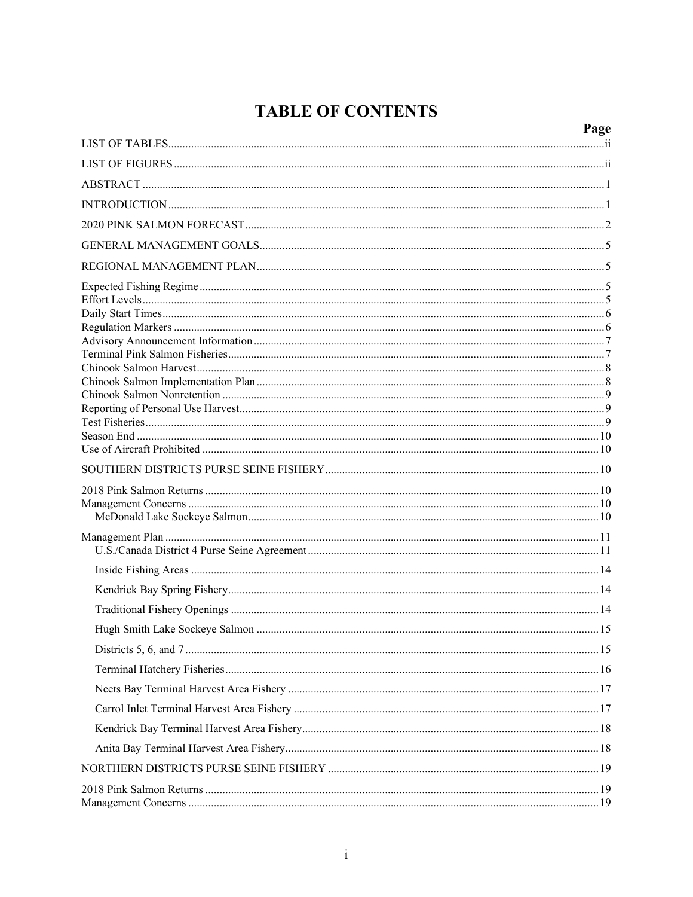# TABLE OF CONTENTS

| | Page |
|---|---|
| LIST OF TABLES | ii |
| LIST OF FIGURES | ii |
| ABSTRACT | 1 |
| INTRODUCTION | 1 |
| 2020 PINK SALMON FORECAST | 2 |
| GENERAL MANAGEMENT GOALS | 5 |
| REGIONAL MANAGEMENT PLAN | 5 |
| Expected Fishing Regime | 5 |
| Effort Levels | 5 |
| Daily Start Times | 6 |
| Regulation Markers | 6 |
| Advisory Announcement Information | 7 |
| Terminal Pink Salmon Fisheries | 7 |
| Chinook Salmon Harvest | 8 |
| Chinook Salmon Implementation Plan | 8 |
| Chinook Salmon Nonretention | 9 |
| Reporting of Personal Use Harvest | 9 |
| Test Fisheries | 9 |
| Season End | 10 |
| Use of Aircraft Prohibited | 10 |
| SOUTHERN DISTRICTS PURSE SEINE FISHERY | 10 |
| 2018 Pink Salmon Returns | 10 |
| Management Concerns | 10 |
| McDonald Lake Sockeye Salmon | 10 |
| Management Plan | 11 |
| U.S./Canada District 4 Purse Seine Agreement | 11 |
| Inside Fishing Areas | 14 |
| Kendrick Bay Spring Fishery | 14 |
| Traditional Fishery Openings | 14 |
| Hugh Smith Lake Sockeye Salmon | 15 |
| Districts 5, 6, and 7 | 15 |
| Terminal Hatchery Fisheries | 16 |
| Neets Bay Terminal Harvest Area Fishery | 17 |
| Carrol Inlet Terminal Harvest Area Fishery | 17 |
| Kendrick Bay Terminal Harvest Area Fishery | 18 |
| Anita Bay Terminal Harvest Area Fishery | 18 |
| NORTHERN DISTRICTS PURSE SEINE FISHERY | 19 |
| 2018 Pink Salmon Returns | 19 |
| Management Concerns | 19 |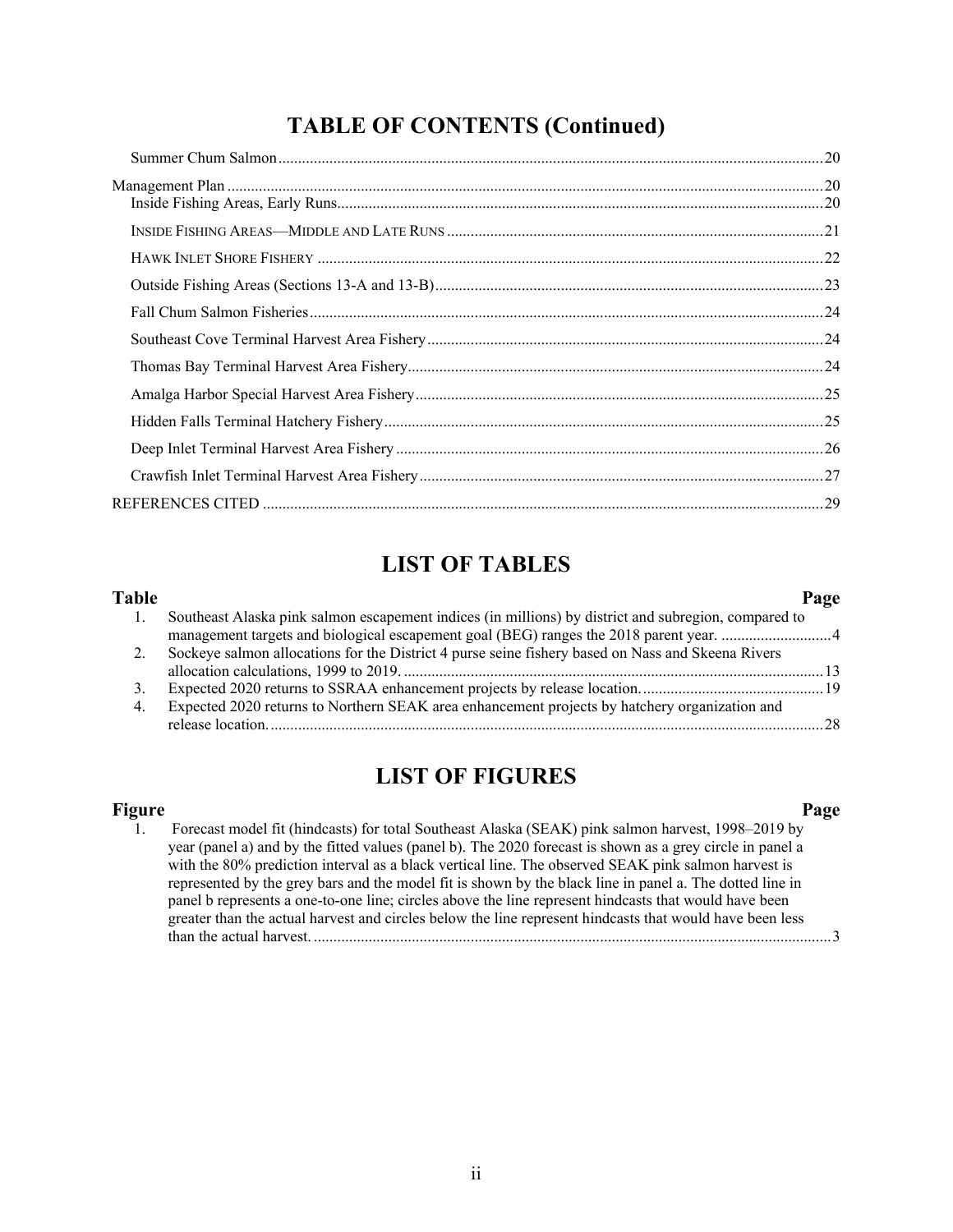# TABLE OF CONTENTS (Continued)

Summer Chum Salmon ..... 20

Management Plan ..... 20
- Inside Fishing Areas, Early Runs ..... 20
- Inside Fishing Areas—Middle and Late Runs ..... 21
- Hawk Inlet Shore Fishery ..... 22
- Outside Fishing Areas (Sections 13-A and 13-B) ..... 23
- Fall Chum Salmon Fisheries ..... 24
- Southeast Cove Terminal Harvest Area Fishery ..... 24
- Thomas Bay Terminal Harvest Area Fishery ..... 24
- Amalga Harbor Special Harvest Area Fishery ..... 25
- Hidden Falls Terminal Hatchery Fishery ..... 25
- Deep Inlet Terminal Harvest Area Fishery ..... 26
- Crawfish Inlet Terminal Harvest Area Fishery ..... 27

REFERENCES CITED ..... 29

# LIST OF TABLES

| Table | | Page |
|---|---|---|
| 1. | Southeast Alaska pink salmon escapement indices (in millions) by district and subregion, compared to management targets and biological escapement goal (BEG) ranges the 2018 parent year. | 4 |
| 2. | Sockeye salmon allocations for the District 4 purse seine fishery based on Nass and Skeena Rivers allocation calculations, 1999 to 2019. | 13 |
| 3. | Expected 2020 returns to SSRAA enhancement projects by release location. | 19 |
| 4. | Expected 2020 returns to Northern SEAK area enhancement projects by hatchery organization and release location. | 28 |

# LIST OF FIGURES

| Figure | | Page |
|---|---|---|
| 1. | Forecast model fit (hindcasts) for total Southeast Alaska (SEAK) pink salmon harvest, 1998–2019 by year (panel a) and by the fitted values (panel b). The 2020 forecast is shown as a grey circle in panel a with the 80% prediction interval as a black vertical line. The observed SEAK pink salmon harvest is represented by the grey bars and the model fit is shown by the black line in panel a. The dotted line in panel b represents a one-to-one line; circles above the line represent hindcasts that would have been greater than the actual harvest and circles below the line represent hindcasts that would have been less than the actual harvest. | 3 |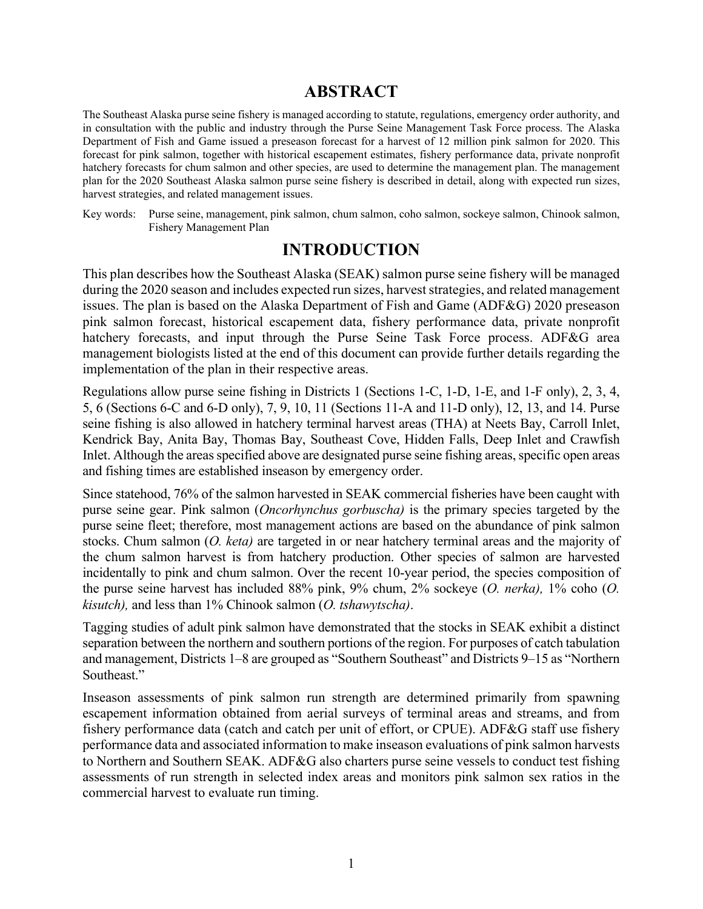# ABSTRACT

The Southeast Alaska purse seine fishery is managed according to statute, regulations, emergency order authority, and in consultation with the public and industry through the Purse Seine Management Task Force process. The Alaska Department of Fish and Game issued a preseason forecast for a harvest of 12 million pink salmon for 2020. This forecast for pink salmon, together with historical escapement estimates, fishery performance data, private nonprofit hatchery forecasts for chum salmon and other species, are used to determine the management plan. The management plan for the 2020 Southeast Alaska salmon purse seine fishery is described in detail, along with expected run sizes, harvest strategies, and related management issues.

Key words: Purse seine, management, pink salmon, chum salmon, coho salmon, sockeye salmon, Chinook salmon, Fishery Management Plan

# INTRODUCTION

This plan describes how the Southeast Alaska (SEAK) salmon purse seine fishery will be managed during the 2020 season and includes expected run sizes, harvest strategies, and related management issues. The plan is based on the Alaska Department of Fish and Game (ADF&G) 2020 preseason pink salmon forecast, historical escapement data, fishery performance data, private nonprofit hatchery forecasts, and input through the Purse Seine Task Force process. ADF&G area management biologists listed at the end of this document can provide further details regarding the implementation of the plan in their respective areas.

Regulations allow purse seine fishing in Districts 1 (Sections 1-C, 1-D, 1-E, and 1-F only), 2, 3, 4, 5, 6 (Sections 6-C and 6-D only), 7, 9, 10, 11 (Sections 11-A and 11-D only), 12, 13, and 14. Purse seine fishing is also allowed in hatchery terminal harvest areas (THA) at Neets Bay, Carroll Inlet, Kendrick Bay, Anita Bay, Thomas Bay, Southeast Cove, Hidden Falls, Deep Inlet and Crawfish Inlet. Although the areas specified above are designated purse seine fishing areas, specific open areas and fishing times are established inseason by emergency order.

Since statehood, 76% of the salmon harvested in SEAK commercial fisheries have been caught with purse seine gear. Pink salmon (*Oncorhynchus gorbuscha)* is the primary species targeted by the purse seine fleet; therefore, most management actions are based on the abundance of pink salmon stocks. Chum salmon (*O. keta)* are targeted in or near hatchery terminal areas and the majority of the chum salmon harvest is from hatchery production. Other species of salmon are harvested incidentally to pink and chum salmon. Over the recent 10-year period, the species composition of the purse seine harvest has included 88% pink, 9% chum, 2% sockeye (*O. nerka),* 1% coho (*O. kisutch),* and less than 1% Chinook salmon (*O. tshawytscha)*.

Tagging studies of adult pink salmon have demonstrated that the stocks in SEAK exhibit a distinct separation between the northern and southern portions of the region. For purposes of catch tabulation and management, Districts 1–8 are grouped as "Southern Southeast" and Districts 9–15 as "Northern Southeast."

Inseason assessments of pink salmon run strength are determined primarily from spawning escapement information obtained from aerial surveys of terminal areas and streams, and from fishery performance data (catch and catch per unit of effort, or CPUE). ADF&G staff use fishery performance data and associated information to make inseason evaluations of pink salmon harvests to Northern and Southern SEAK. ADF&G also charters purse seine vessels to conduct test fishing assessments of run strength in selected index areas and monitors pink salmon sex ratios in the commercial harvest to evaluate run timing.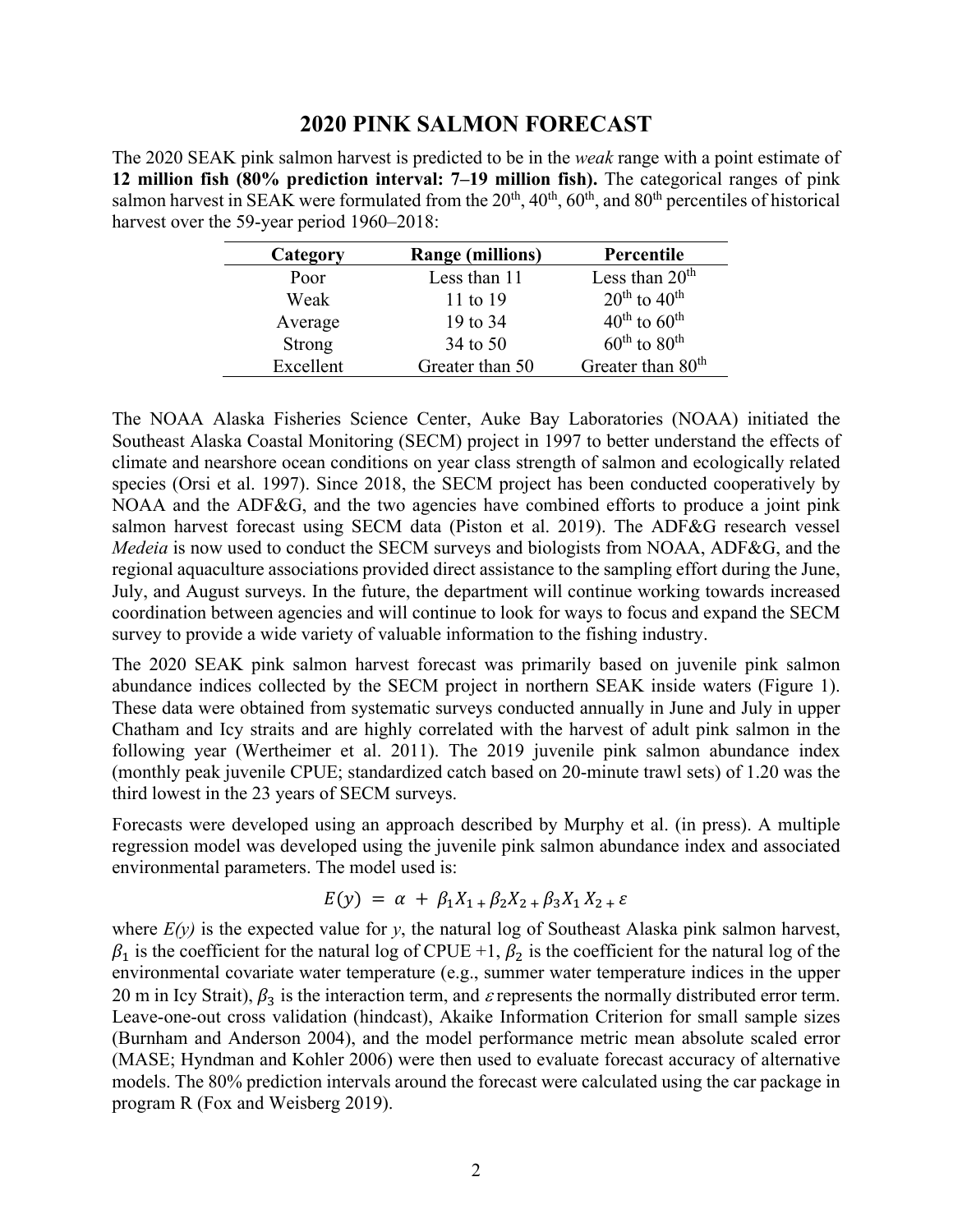# 2020 PINK SALMON FORECAST

The 2020 SEAK pink salmon harvest is predicted to be in the *weak* range with a point estimate of **12 million fish (80% prediction interval: 7–19 million fish).** The categorical ranges of pink salmon harvest in SEAK were formulated from the 20th, 40th, 60th, and 80th percentiles of historical harvest over the 59-year period 1960–2018:

| Category | Range (millions) | Percentile |
|---|---|---|
| Poor | Less than 11 | Less than 20th |
| Weak | 11 to 19 | 20th to 40th |
| Average | 19 to 34 | 40th to 60th |
| Strong | 34 to 50 | 60th to 80th |
| Excellent | Greater than 50 | Greater than 80th |

The NOAA Alaska Fisheries Science Center, Auke Bay Laboratories (NOAA) initiated the Southeast Alaska Coastal Monitoring (SECM) project in 1997 to better understand the effects of climate and nearshore ocean conditions on year class strength of salmon and ecologically related species (Orsi et al. 1997). Since 2018, the SECM project has been conducted cooperatively by NOAA and the ADF&G, and the two agencies have combined efforts to produce a joint pink salmon harvest forecast using SECM data (Piston et al. 2019). The ADF&G research vessel *Medeia* is now used to conduct the SECM surveys and biologists from NOAA, ADF&G, and the regional aquaculture associations provided direct assistance to the sampling effort during the June, July, and August surveys. In the future, the department will continue working towards increased coordination between agencies and will continue to look for ways to focus and expand the SECM survey to provide a wide variety of valuable information to the fishing industry.

The 2020 SEAK pink salmon harvest forecast was primarily based on juvenile pink salmon abundance indices collected by the SECM project in northern SEAK inside waters (Figure 1). These data were obtained from systematic surveys conducted annually in June and July in upper Chatham and Icy straits and are highly correlated with the harvest of adult pink salmon in the following year (Wertheimer et al. 2011). The 2019 juvenile pink salmon abundance index (monthly peak juvenile CPUE; standardized catch based on 20-minute trawl sets) of 1.20 was the third lowest in the 23 years of SECM surveys.

Forecasts were developed using an approach described by Murphy et al. (in press). A multiple regression model was developed using the juvenile pink salmon abundance index and associated environmental parameters. The model used is:

$$E(y) = \alpha + \beta_1 X_1 + \beta_2 X_2 + \beta_3 X_1 X_2 + \varepsilon$$

where *E(y)* is the expected value for *y*, the natural log of Southeast Alaska pink salmon harvest, $\beta_1$ is the coefficient for the natural log of CPUE +1, $\beta_2$ is the coefficient for the natural log of the environmental covariate water temperature (e.g., summer water temperature indices in the upper 20 m in Icy Strait), $\beta_3$ is the interaction term, and $\varepsilon$ represents the normally distributed error term. Leave-one-out cross validation (hindcast), Akaike Information Criterion for small sample sizes (Burnham and Anderson 2004), and the model performance metric mean absolute scaled error (MASE; Hyndman and Kohler 2006) were then used to evaluate forecast accuracy of alternative models. The 80% prediction intervals around the forecast were calculated using the car package in program R (Fox and Weisberg 2019).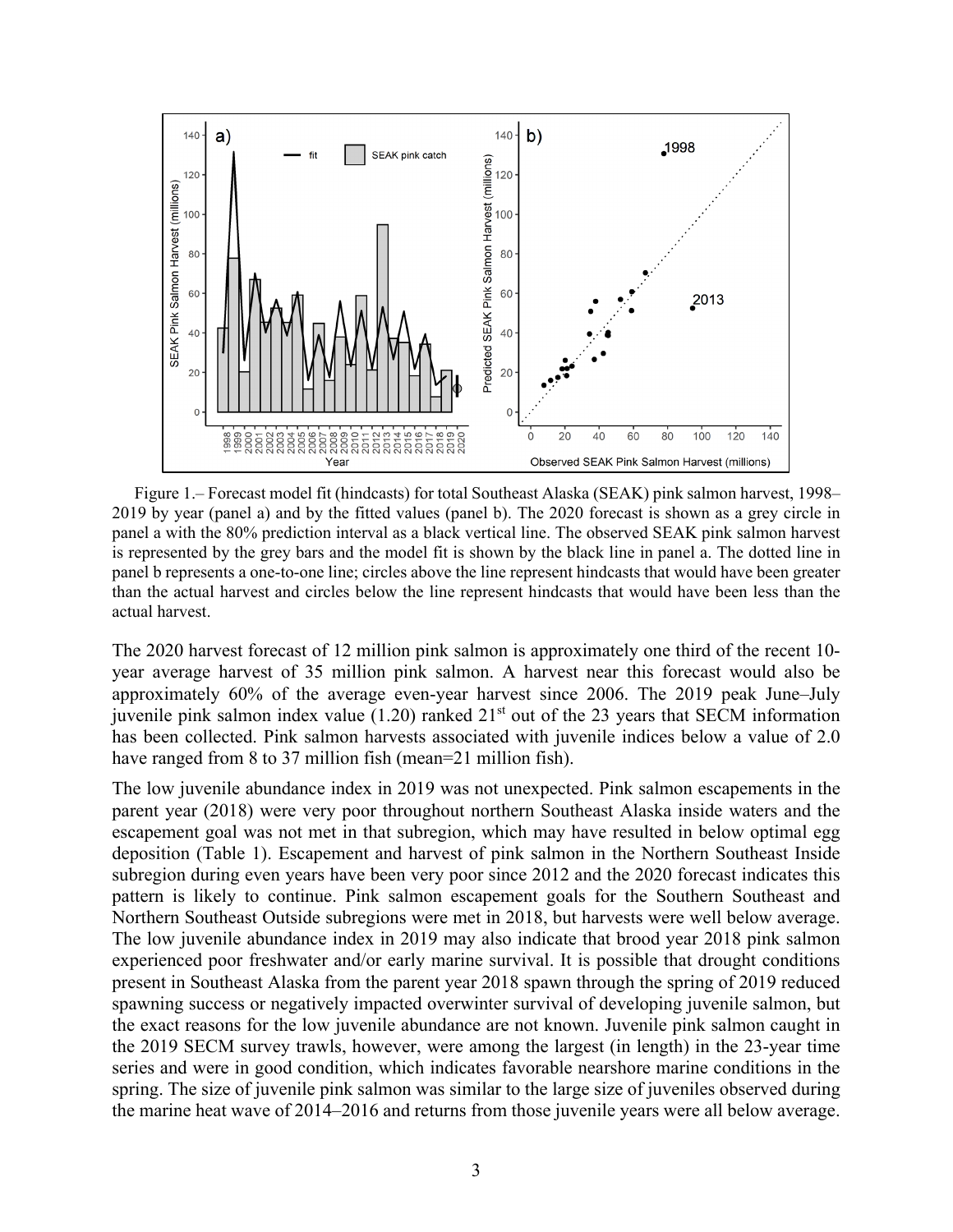Figure 1.– Forecast model fit (hindcasts) for total Southeast Alaska (SEAK) pink salmon harvest, 1998–2019 by year (panel a) and by the fitted values (panel b). The 2020 forecast is shown as a grey circle in panel a with the 80% prediction interval as a black vertical line. The observed SEAK pink salmon harvest is represented by the grey bars and the model fit is shown by the black line in panel a. The dotted line in panel b represents a one-to-one line; circles above the line represent hindcasts that would have been greater than the actual harvest and circles below the line represent hindcasts that would have been less than the actual harvest.

The 2020 harvest forecast of 12 million pink salmon is approximately one third of the recent 10-year average harvest of 35 million pink salmon. A harvest near this forecast would also be approximately 60% of the average even-year harvest since 2006. The 2019 peak June–July juvenile pink salmon index value (1.20) ranked 21st out of the 23 years that SECM information has been collected. Pink salmon harvests associated with juvenile indices below a value of 2.0 have ranged from 8 to 37 million fish (mean=21 million fish).

The low juvenile abundance index in 2019 was not unexpected. Pink salmon escapements in the parent year (2018) were very poor throughout northern Southeast Alaska inside waters and the escapement goal was not met in that subregion, which may have resulted in below optimal egg deposition (Table 1). Escapement and harvest of pink salmon in the Northern Southeast Inside subregion during even years have been very poor since 2012 and the 2020 forecast indicates this pattern is likely to continue. Pink salmon escapement goals for the Southern Southeast and Northern Southeast Outside subregions were met in 2018, but harvests were well below average. The low juvenile abundance index in 2019 may also indicate that brood year 2018 pink salmon experienced poor freshwater and/or early marine survival. It is possible that drought conditions present in Southeast Alaska from the parent year 2018 spawn through the spring of 2019 reduced spawning success or negatively impacted overwinter survival of developing juvenile salmon, but the exact reasons for the low juvenile abundance are not known. Juvenile pink salmon caught in the 2019 SECM survey trawls, however, were among the largest (in length) in the 23-year time series and were in good condition, which indicates favorable nearshore marine conditions in the spring. The size of juvenile pink salmon was similar to the large size of juveniles observed during the marine heat wave of 2014–2016 and returns from those juvenile years were all below average.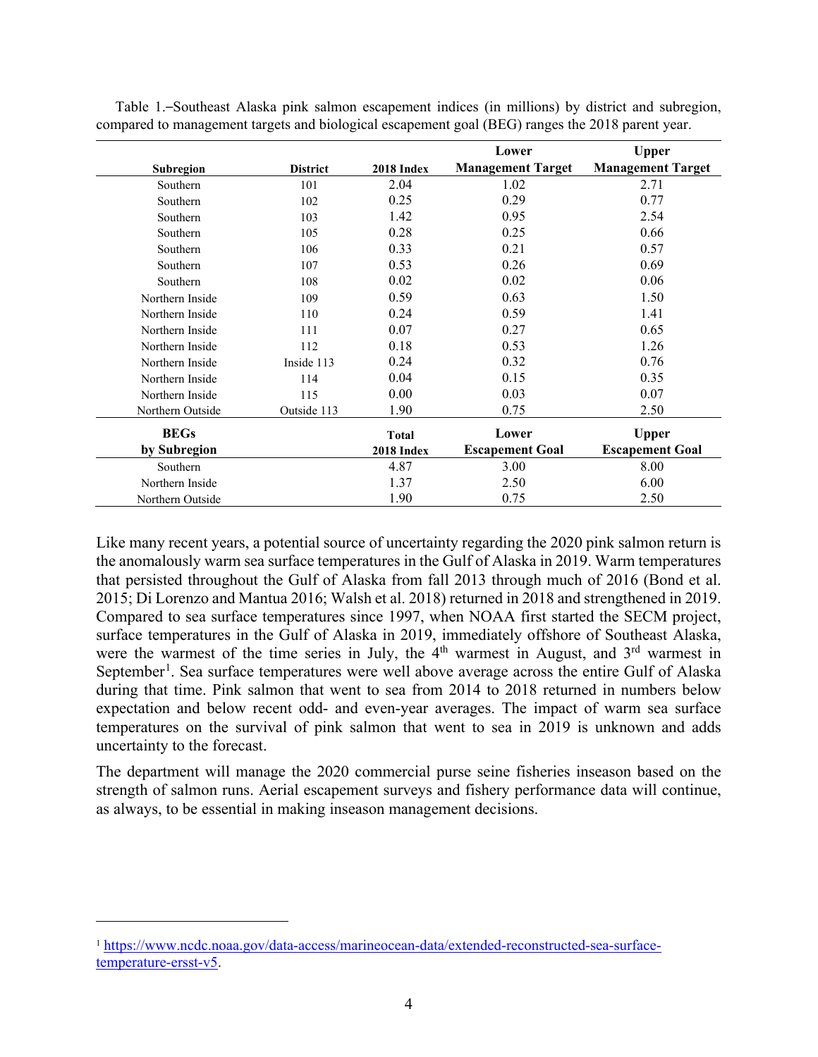Table 1.–Southeast Alaska pink salmon escapement indices (in millions) by district and subregion, compared to management targets and biological escapement goal (BEG) ranges the 2018 parent year.

| Subregion | District | 2018 Index | Lower Management Target | Upper Management Target |
|---|---|---|---|---|
| Southern | 101 | 2.04 | 1.02 | 2.71 |
| Southern | 102 | 0.25 | 0.29 | 0.77 |
| Southern | 103 | 1.42 | 0.95 | 2.54 |
| Southern | 105 | 0.28 | 0.25 | 0.66 |
| Southern | 106 | 0.33 | 0.21 | 0.57 |
| Southern | 107 | 0.53 | 0.26 | 0.69 |
| Southern | 108 | 0.02 | 0.02 | 0.06 |
| Northern Inside | 109 | 0.59 | 0.63 | 1.50 |
| Northern Inside | 110 | 0.24 | 0.59 | 1.41 |
| Northern Inside | 111 | 0.07 | 0.27 | 0.65 |
| Northern Inside | 112 | 0.18 | 0.53 | 1.26 |
| Northern Inside | Inside 113 | 0.24 | 0.32 | 0.76 |
| Northern Inside | 114 | 0.04 | 0.15 | 0.35 |
| Northern Inside | 115 | 0.00 | 0.03 | 0.07 |
| Northern Outside | Outside 113 | 1.90 | 0.75 | 2.50 |
| **BEGs by Subregion** | | **Total 2018 Index** | **Lower Escapement Goal** | **Upper Escapement Goal** |
| Southern | | 4.87 | 3.00 | 8.00 |
| Northern Inside | | 1.37 | 2.50 | 6.00 |
| Northern Outside | | 1.90 | 0.75 | 2.50 |

Like many recent years, a potential source of uncertainty regarding the 2020 pink salmon return is the anomalously warm sea surface temperatures in the Gulf of Alaska in 2019. Warm temperatures that persisted throughout the Gulf of Alaska from fall 2013 through much of 2016 (Bond et al. 2015; Di Lorenzo and Mantua 2016; Walsh et al. 2018) returned in 2018 and strengthened in 2019. Compared to sea surface temperatures since 1997, when NOAA first started the SECM project, surface temperatures in the Gulf of Alaska in 2019, immediately offshore of Southeast Alaska, were the warmest of the time series in July, the 4th warmest in August, and 3rd warmest in September[1]. Sea surface temperatures were well above average across the entire Gulf of Alaska during that time. Pink salmon that went to sea from 2014 to 2018 returned in numbers below expectation and below recent odd- and even-year averages. The impact of warm sea surface temperatures on the survival of pink salmon that went to sea in 2019 is unknown and adds uncertainty to the forecast.

The department will manage the 2020 commercial purse seine fisheries inseason based on the strength of salmon runs. Aerial escapement surveys and fishery performance data will continue, as always, to be essential in making inseason management decisions.

[1] https://www.ncdc.noaa.gov/data-access/marineocean-data/extended-reconstructed-sea-surface-temperature-ersst-v5.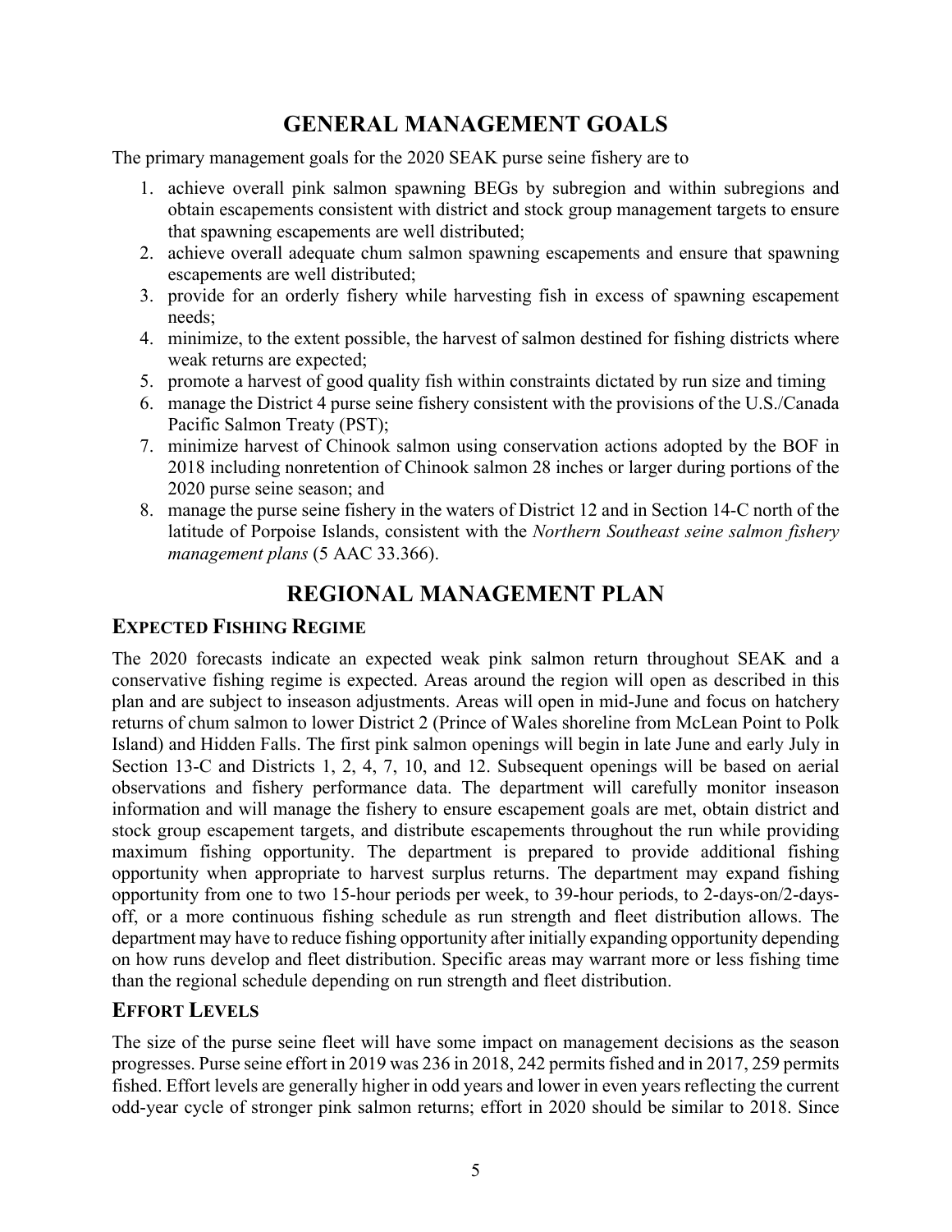## GENERAL MANAGEMENT GOALS

The primary management goals for the 2020 SEAK purse seine fishery are to

1. achieve overall pink salmon spawning BEGs by subregion and within subregions and obtain escapements consistent with district and stock group management targets to ensure that spawning escapements are well distributed;
2. achieve overall adequate chum salmon spawning escapements and ensure that spawning escapements are well distributed;
3. provide for an orderly fishery while harvesting fish in excess of spawning escapement needs;
4. minimize, to the extent possible, the harvest of salmon destined for fishing districts where weak returns are expected;
5. promote a harvest of good quality fish within constraints dictated by run size and timing
6. manage the District 4 purse seine fishery consistent with the provisions of the U.S./Canada Pacific Salmon Treaty (PST);
7. minimize harvest of Chinook salmon using conservation actions adopted by the BOF in 2018 including nonretention of Chinook salmon 28 inches or larger during portions of the 2020 purse seine season; and
8. manage the purse seine fishery in the waters of District 12 and in Section 14-C north of the latitude of Porpoise Islands, consistent with the *Northern Southeast seine salmon fishery management plans* (5 AAC 33.366).

## REGIONAL MANAGEMENT PLAN

### EXPECTED FISHING REGIME

The 2020 forecasts indicate an expected weak pink salmon return throughout SEAK and a conservative fishing regime is expected. Areas around the region will open as described in this plan and are subject to inseason adjustments. Areas will open in mid-June and focus on hatchery returns of chum salmon to lower District 2 (Prince of Wales shoreline from McLean Point to Polk Island) and Hidden Falls. The first pink salmon openings will begin in late June and early July in Section 13-C and Districts 1, 2, 4, 7, 10, and 12. Subsequent openings will be based on aerial observations and fishery performance data. The department will carefully monitor inseason information and will manage the fishery to ensure escapement goals are met, obtain district and stock group escapement targets, and distribute escapements throughout the run while providing maximum fishing opportunity. The department is prepared to provide additional fishing opportunity when appropriate to harvest surplus returns. The department may expand fishing opportunity from one to two 15-hour periods per week, to 39-hour periods, to 2-days-on/2-days-off, or a more continuous fishing schedule as run strength and fleet distribution allows. The department may have to reduce fishing opportunity after initially expanding opportunity depending on how runs develop and fleet distribution. Specific areas may warrant more or less fishing time than the regional schedule depending on run strength and fleet distribution.

### EFFORT LEVELS

The size of the purse seine fleet will have some impact on management decisions as the season progresses. Purse seine effort in 2019 was 236 in 2018, 242 permits fished and in 2017, 259 permits fished. Effort levels are generally higher in odd years and lower in even years reflecting the current odd-year cycle of stronger pink salmon returns; effort in 2020 should be similar to 2018. Since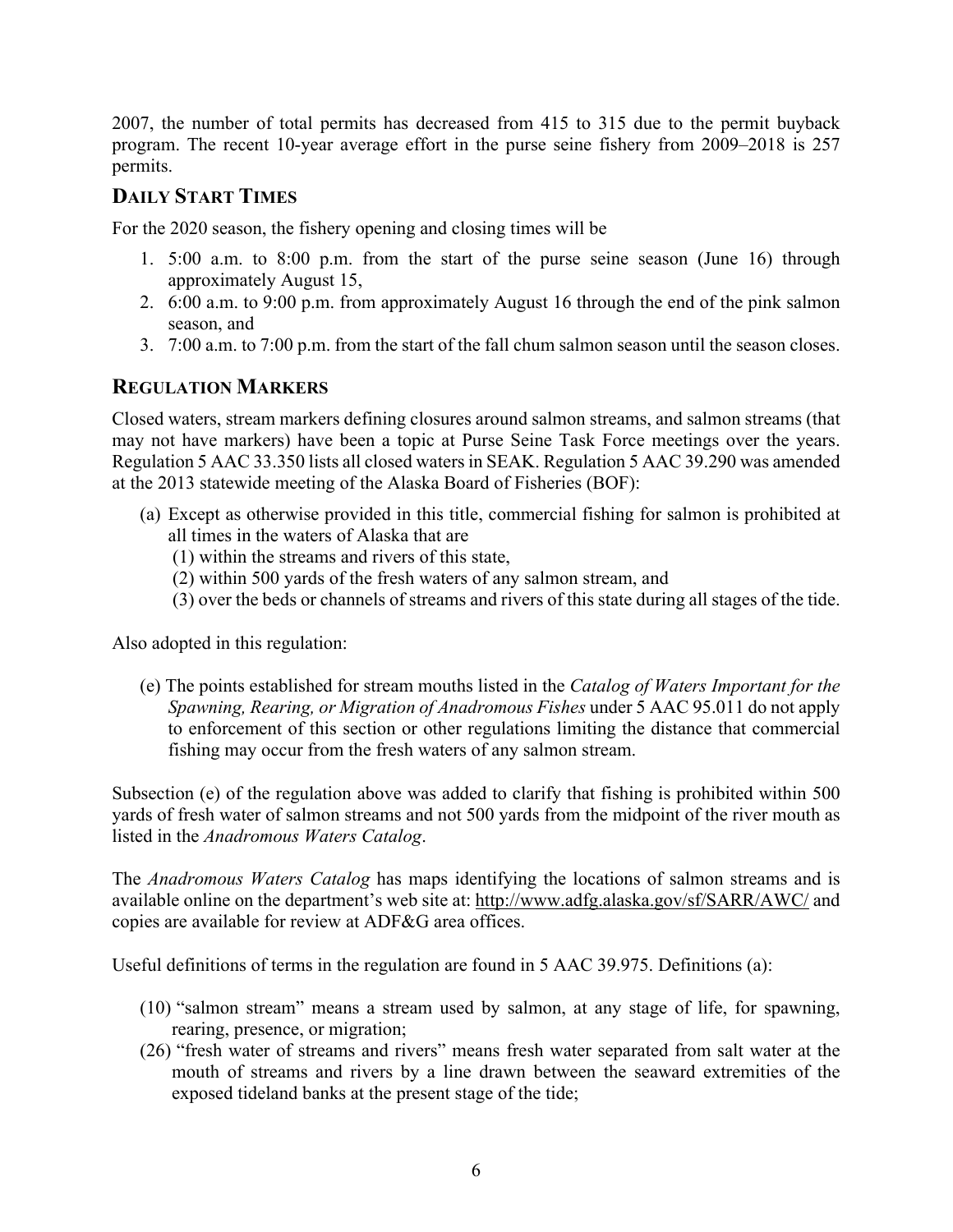2007, the number of total permits has decreased from 415 to 315 due to the permit buyback program. The recent 10-year average effort in the purse seine fishery from 2009–2018 is 257 permits.

## Daily Start Times

For the 2020 season, the fishery opening and closing times will be

1. 5:00 a.m. to 8:00 p.m. from the start of the purse seine season (June 16) through approximately August 15,
2. 6:00 a.m. to 9:00 p.m. from approximately August 16 through the end of the pink salmon season, and
3. 7:00 a.m. to 7:00 p.m. from the start of the fall chum salmon season until the season closes.

## Regulation Markers

Closed waters, stream markers defining closures around salmon streams, and salmon streams (that may not have markers) have been a topic at Purse Seine Task Force meetings over the years. Regulation 5 AAC 33.350 lists all closed waters in SEAK. Regulation 5 AAC 39.290 was amended at the 2013 statewide meeting of the Alaska Board of Fisheries (BOF):

(a) Except as otherwise provided in this title, commercial fishing for salmon is prohibited at all times in the waters of Alaska that are
  (1) within the streams and rivers of this state,
  (2) within 500 yards of the fresh waters of any salmon stream, and
  (3) over the beds or channels of streams and rivers of this state during all stages of the tide.

Also adopted in this regulation:

(e) The points established for stream mouths listed in the *Catalog of Waters Important for the Spawning, Rearing, or Migration of Anadromous Fishes* under 5 AAC 95.011 do not apply to enforcement of this section or other regulations limiting the distance that commercial fishing may occur from the fresh waters of any salmon stream.

Subsection (e) of the regulation above was added to clarify that fishing is prohibited within 500 yards of fresh water of salmon streams and not 500 yards from the midpoint of the river mouth as listed in the *Anadromous Waters Catalog*.

The *Anadromous Waters Catalog* has maps identifying the locations of salmon streams and is available online on the department's web site at: http://www.adfg.alaska.gov/sf/SARR/AWC/ and copies are available for review at ADF&G area offices.

Useful definitions of terms in the regulation are found in 5 AAC 39.975. Definitions (a):

(10) "salmon stream" means a stream used by salmon, at any stage of life, for spawning, rearing, presence, or migration;

(26) "fresh water of streams and rivers" means fresh water separated from salt water at the mouth of streams and rivers by a line drawn between the seaward extremities of the exposed tideland banks at the present stage of the tide;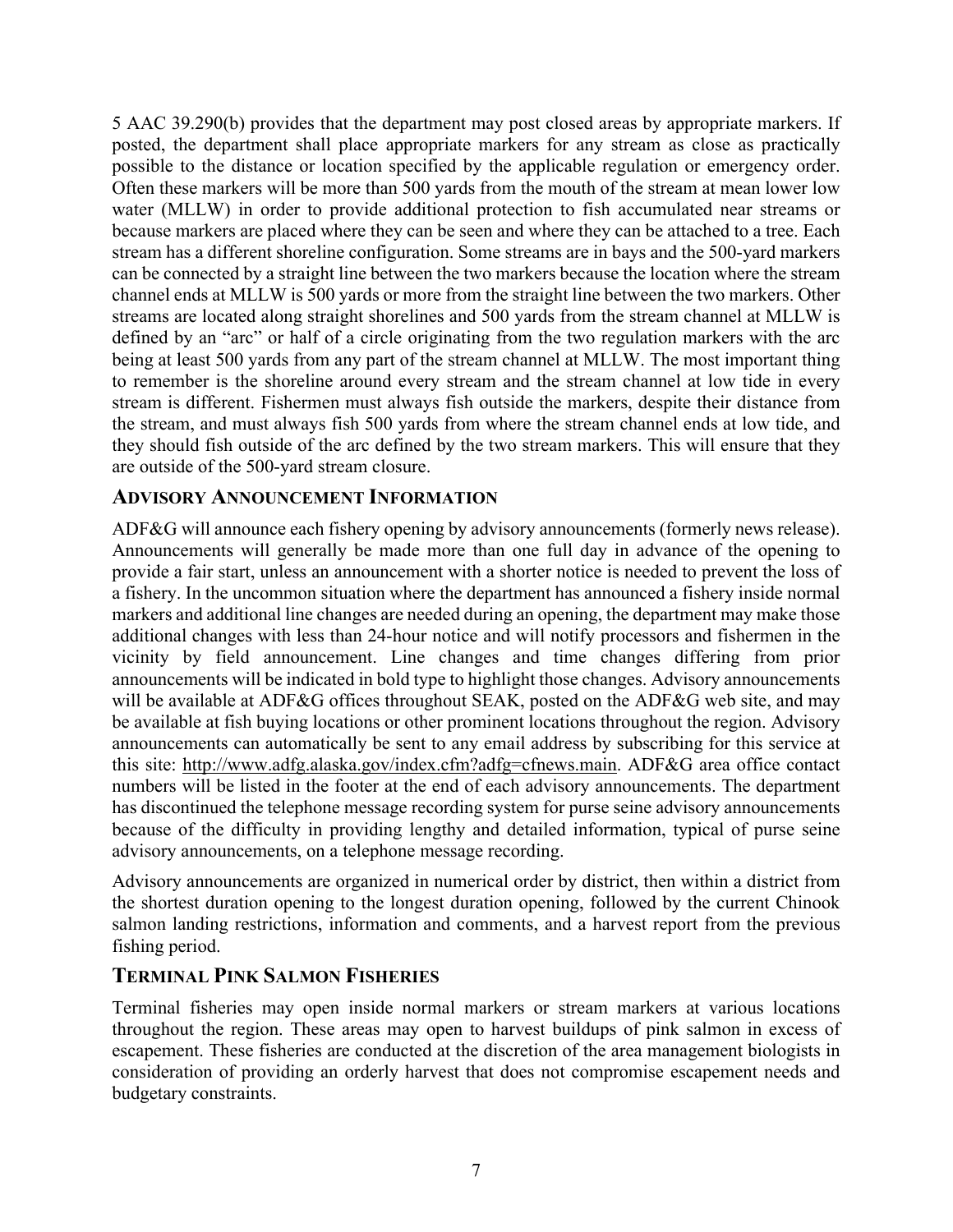5 AAC 39.290(b) provides that the department may post closed areas by appropriate markers. If posted, the department shall place appropriate markers for any stream as close as practically possible to the distance or location specified by the applicable regulation or emergency order. Often these markers will be more than 500 yards from the mouth of the stream at mean lower low water (MLLW) in order to provide additional protection to fish accumulated near streams or because markers are placed where they can be seen and where they can be attached to a tree. Each stream has a different shoreline configuration. Some streams are in bays and the 500-yard markers can be connected by a straight line between the two markers because the location where the stream channel ends at MLLW is 500 yards or more from the straight line between the two markers. Other streams are located along straight shorelines and 500 yards from the stream channel at MLLW is defined by an "arc" or half of a circle originating from the two regulation markers with the arc being at least 500 yards from any part of the stream channel at MLLW. The most important thing to remember is the shoreline around every stream and the stream channel at low tide in every stream is different. Fishermen must always fish outside the markers, despite their distance from the stream, and must always fish 500 yards from where the stream channel ends at low tide, and they should fish outside of the arc defined by the two stream markers. This will ensure that they are outside of the 500-yard stream closure.

## ADVISORY ANNOUNCEMENT INFORMATION

ADF&G will announce each fishery opening by advisory announcements (formerly news release). Announcements will generally be made more than one full day in advance of the opening to provide a fair start, unless an announcement with a shorter notice is needed to prevent the loss of a fishery. In the uncommon situation where the department has announced a fishery inside normal markers and additional line changes are needed during an opening, the department may make those additional changes with less than 24-hour notice and will notify processors and fishermen in the vicinity by field announcement. Line changes and time changes differing from prior announcements will be indicated in bold type to highlight those changes. Advisory announcements will be available at ADF&G offices throughout SEAK, posted on the ADF&G web site, and may be available at fish buying locations or other prominent locations throughout the region. Advisory announcements can automatically be sent to any email address by subscribing for this service at this site: http://www.adfg.alaska.gov/index.cfm?adfg=cfnews.main. ADF&G area office contact numbers will be listed in the footer at the end of each advisory announcements. The department has discontinued the telephone message recording system for purse seine advisory announcements because of the difficulty in providing lengthy and detailed information, typical of purse seine advisory announcements, on a telephone message recording.

Advisory announcements are organized in numerical order by district, then within a district from the shortest duration opening to the longest duration opening, followed by the current Chinook salmon landing restrictions, information and comments, and a harvest report from the previous fishing period.

## TERMINAL PINK SALMON FISHERIES

Terminal fisheries may open inside normal markers or stream markers at various locations throughout the region. These areas may open to harvest buildups of pink salmon in excess of escapement. These fisheries are conducted at the discretion of the area management biologists in consideration of providing an orderly harvest that does not compromise escapement needs and budgetary constraints.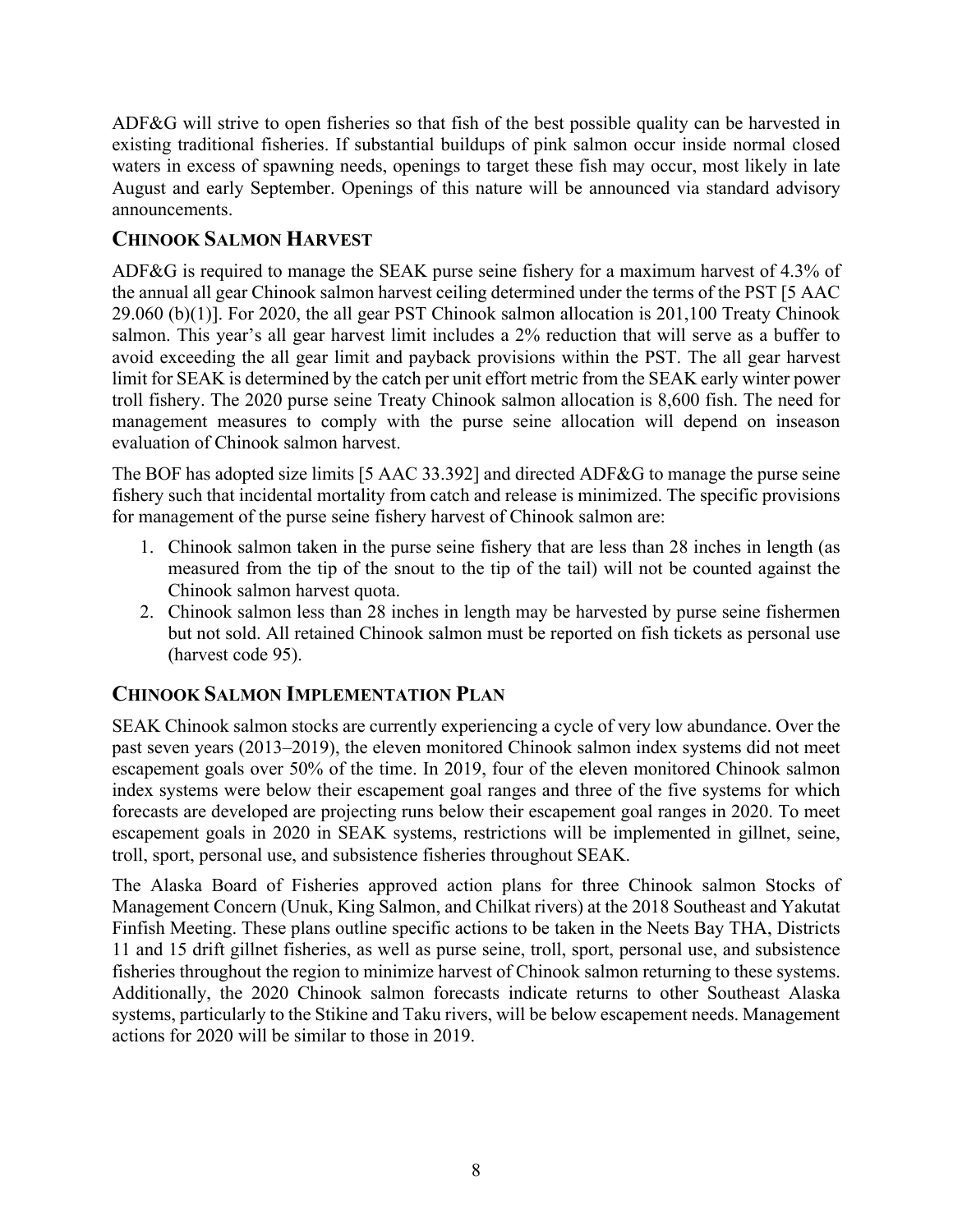ADF&G will strive to open fisheries so that fish of the best possible quality can be harvested in existing traditional fisheries. If substantial buildups of pink salmon occur inside normal closed waters in excess of spawning needs, openings to target these fish may occur, most likely in late August and early September. Openings of this nature will be announced via standard advisory announcements.

## CHINOOK SALMON HARVEST

ADF&G is required to manage the SEAK purse seine fishery for a maximum harvest of 4.3% of the annual all gear Chinook salmon harvest ceiling determined under the terms of the PST [5 AAC 29.060 (b)(1)]. For 2020, the all gear PST Chinook salmon allocation is 201,100 Treaty Chinook salmon. This year's all gear harvest limit includes a 2% reduction that will serve as a buffer to avoid exceeding the all gear limit and payback provisions within the PST. The all gear harvest limit for SEAK is determined by the catch per unit effort metric from the SEAK early winter power troll fishery. The 2020 purse seine Treaty Chinook salmon allocation is 8,600 fish. The need for management measures to comply with the purse seine allocation will depend on inseason evaluation of Chinook salmon harvest.

The BOF has adopted size limits [5 AAC 33.392] and directed ADF&G to manage the purse seine fishery such that incidental mortality from catch and release is minimized. The specific provisions for management of the purse seine fishery harvest of Chinook salmon are:

1. Chinook salmon taken in the purse seine fishery that are less than 28 inches in length (as measured from the tip of the snout to the tip of the tail) will not be counted against the Chinook salmon harvest quota.
2. Chinook salmon less than 28 inches in length may be harvested by purse seine fishermen but not sold. All retained Chinook salmon must be reported on fish tickets as personal use (harvest code 95).

## CHINOOK SALMON IMPLEMENTATION PLAN

SEAK Chinook salmon stocks are currently experiencing a cycle of very low abundance. Over the past seven years (2013–2019), the eleven monitored Chinook salmon index systems did not meet escapement goals over 50% of the time. In 2019, four of the eleven monitored Chinook salmon index systems were below their escapement goal ranges and three of the five systems for which forecasts are developed are projecting runs below their escapement goal ranges in 2020. To meet escapement goals in 2020 in SEAK systems, restrictions will be implemented in gillnet, seine, troll, sport, personal use, and subsistence fisheries throughout SEAK.

The Alaska Board of Fisheries approved action plans for three Chinook salmon Stocks of Management Concern (Unuk, King Salmon, and Chilkat rivers) at the 2018 Southeast and Yakutat Finfish Meeting. These plans outline specific actions to be taken in the Neets Bay THA, Districts 11 and 15 drift gillnet fisheries, as well as purse seine, troll, sport, personal use, and subsistence fisheries throughout the region to minimize harvest of Chinook salmon returning to these systems. Additionally, the 2020 Chinook salmon forecasts indicate returns to other Southeast Alaska systems, particularly to the Stikine and Taku rivers, will be below escapement needs. Management actions for 2020 will be similar to those in 2019.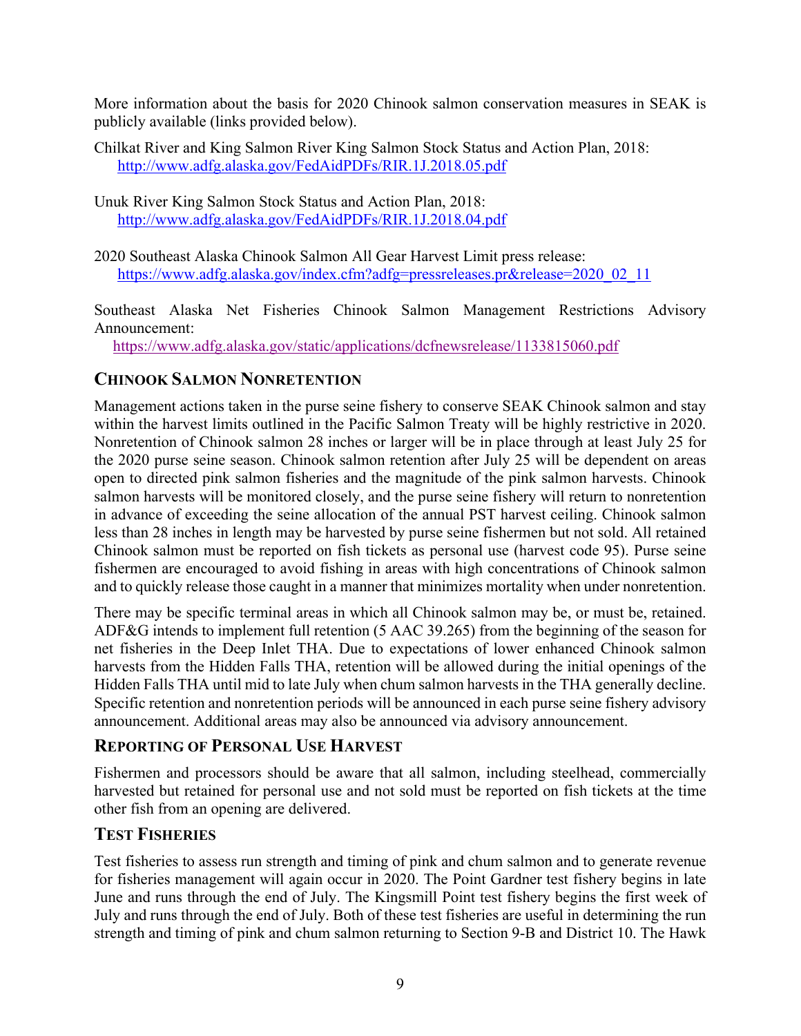More information about the basis for 2020 Chinook salmon conservation measures in SEAK is publicly available (links provided below).

Chilkat River and King Salmon River King Salmon Stock Status and Action Plan, 2018:
http://www.adfg.alaska.gov/FedAidPDFs/RIR.1J.2018.05.pdf

Unuk River King Salmon Stock Status and Action Plan, 2018:
http://www.adfg.alaska.gov/FedAidPDFs/RIR.1J.2018.04.pdf

2020 Southeast Alaska Chinook Salmon All Gear Harvest Limit press release:
https://www.adfg.alaska.gov/index.cfm?adfg=pressreleases.pr&release=2020_02_11

Southeast Alaska Net Fisheries Chinook Salmon Management Restrictions Advisory Announcement:
https://www.adfg.alaska.gov/static/applications/dcfnewsrelease/1133815060.pdf

## Chinook Salmon Nonretention

Management actions taken in the purse seine fishery to conserve SEAK Chinook salmon and stay within the harvest limits outlined in the Pacific Salmon Treaty will be highly restrictive in 2020. Nonretention of Chinook salmon 28 inches or larger will be in place through at least July 25 for the 2020 purse seine season. Chinook salmon retention after July 25 will be dependent on areas open to directed pink salmon fisheries and the magnitude of the pink salmon harvests. Chinook salmon harvests will be monitored closely, and the purse seine fishery will return to nonretention in advance of exceeding the seine allocation of the annual PST harvest ceiling. Chinook salmon less than 28 inches in length may be harvested by purse seine fishermen but not sold. All retained Chinook salmon must be reported on fish tickets as personal use (harvest code 95). Purse seine fishermen are encouraged to avoid fishing in areas with high concentrations of Chinook salmon and to quickly release those caught in a manner that minimizes mortality when under nonretention.

There may be specific terminal areas in which all Chinook salmon may be, or must be, retained. ADF&G intends to implement full retention (5 AAC 39.265) from the beginning of the season for net fisheries in the Deep Inlet THA. Due to expectations of lower enhanced Chinook salmon harvests from the Hidden Falls THA, retention will be allowed during the initial openings of the Hidden Falls THA until mid to late July when chum salmon harvests in the THA generally decline. Specific retention and nonretention periods will be announced in each purse seine fishery advisory announcement. Additional areas may also be announced via advisory announcement.

## Reporting of Personal Use Harvest

Fishermen and processors should be aware that all salmon, including steelhead, commercially harvested but retained for personal use and not sold must be reported on fish tickets at the time other fish from an opening are delivered.

## Test Fisheries

Test fisheries to assess run strength and timing of pink and chum salmon and to generate revenue for fisheries management will again occur in 2020. The Point Gardner test fishery begins in late June and runs through the end of July. The Kingsmill Point test fishery begins the first week of July and runs through the end of July. Both of these test fisheries are useful in determining the run strength and timing of pink and chum salmon returning to Section 9-B and District 10. The Hawk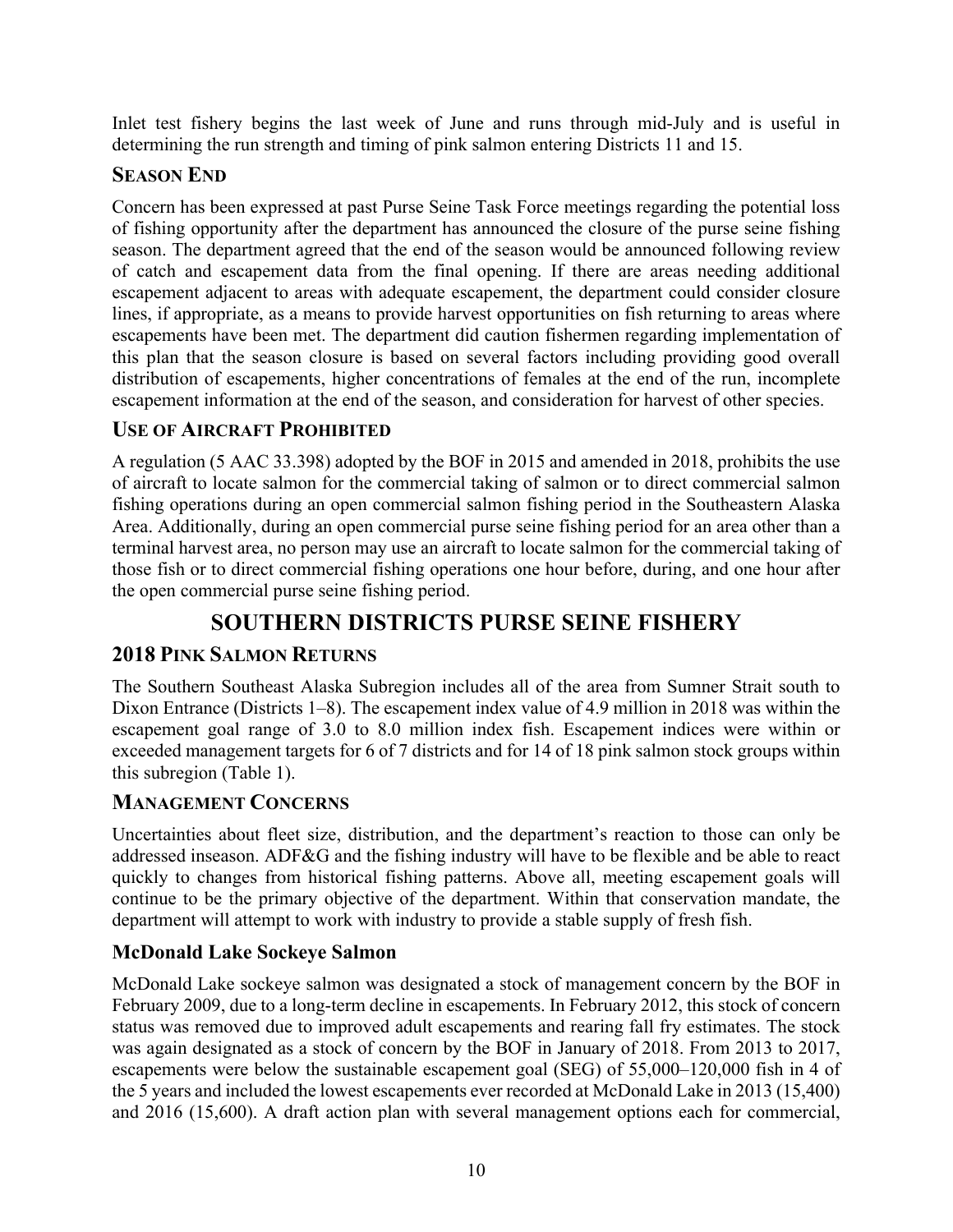Inlet test fishery begins the last week of June and runs through mid-July and is useful in determining the run strength and timing of pink salmon entering Districts 11 and 15.

### SEASON END

Concern has been expressed at past Purse Seine Task Force meetings regarding the potential loss of fishing opportunity after the department has announced the closure of the purse seine fishing season. The department agreed that the end of the season would be announced following review of catch and escapement data from the final opening. If there are areas needing additional escapement adjacent to areas with adequate escapement, the department could consider closure lines, if appropriate, as a means to provide harvest opportunities on fish returning to areas where escapements have been met. The department did caution fishermen regarding implementation of this plan that the season closure is based on several factors including providing good overall distribution of escapements, higher concentrations of females at the end of the run, incomplete escapement information at the end of the season, and consideration for harvest of other species.

### USE OF AIRCRAFT PROHIBITED

A regulation (5 AAC 33.398) adopted by the BOF in 2015 and amended in 2018, prohibits the use of aircraft to locate salmon for the commercial taking of salmon or to direct commercial salmon fishing operations during an open commercial salmon fishing period in the Southeastern Alaska Area. Additionally, during an open commercial purse seine fishing period for an area other than a terminal harvest area, no person may use an aircraft to locate salmon for the commercial taking of those fish or to direct commercial fishing operations one hour before, during, and one hour after the open commercial purse seine fishing period.

## SOUTHERN DISTRICTS PURSE SEINE FISHERY

### 2018 PINK SALMON RETURNS

The Southern Southeast Alaska Subregion includes all of the area from Sumner Strait south to Dixon Entrance (Districts 1–8). The escapement index value of 4.9 million in 2018 was within the escapement goal range of 3.0 to 8.0 million index fish. Escapement indices were within or exceeded management targets for 6 of 7 districts and for 14 of 18 pink salmon stock groups within this subregion (Table 1).

### MANAGEMENT CONCERNS

Uncertainties about fleet size, distribution, and the department's reaction to those can only be addressed inseason. ADF&G and the fishing industry will have to be flexible and be able to react quickly to changes from historical fishing patterns. Above all, meeting escapement goals will continue to be the primary objective of the department. Within that conservation mandate, the department will attempt to work with industry to provide a stable supply of fresh fish.

#### McDonald Lake Sockeye Salmon

McDonald Lake sockeye salmon was designated a stock of management concern by the BOF in February 2009, due to a long-term decline in escapements. In February 2012, this stock of concern status was removed due to improved adult escapements and rearing fall fry estimates. The stock was again designated as a stock of concern by the BOF in January of 2018. From 2013 to 2017, escapements were below the sustainable escapement goal (SEG) of 55,000–120,000 fish in 4 of the 5 years and included the lowest escapements ever recorded at McDonald Lake in 2013 (15,400) and 2016 (15,600). A draft action plan with several management options each for commercial,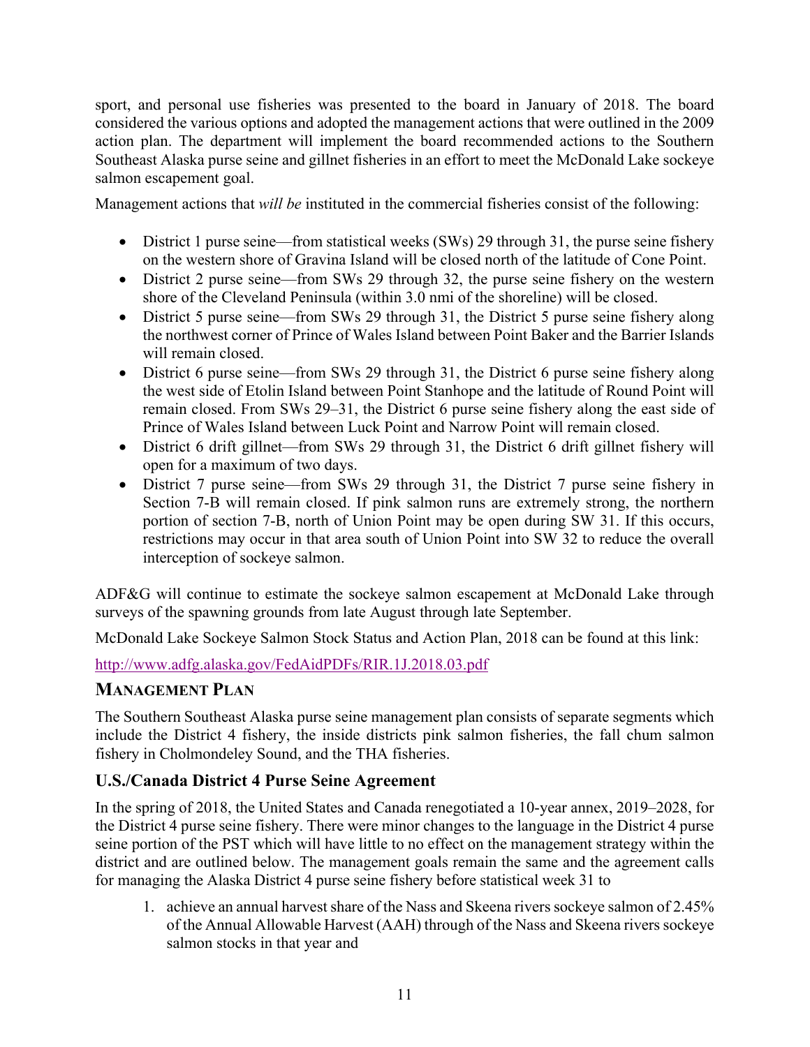sport, and personal use fisheries was presented to the board in January of 2018. The board considered the various options and adopted the management actions that were outlined in the 2009 action plan. The department will implement the board recommended actions to the Southern Southeast Alaska purse seine and gillnet fisheries in an effort to meet the McDonald Lake sockeye salmon escapement goal.

Management actions that *will be* instituted in the commercial fisheries consist of the following:

- District 1 purse seine—from statistical weeks (SWs) 29 through 31, the purse seine fishery on the western shore of Gravina Island will be closed north of the latitude of Cone Point.
- District 2 purse seine—from SWs 29 through 32, the purse seine fishery on the western shore of the Cleveland Peninsula (within 3.0 nmi of the shoreline) will be closed.
- District 5 purse seine—from SWs 29 through 31, the District 5 purse seine fishery along the northwest corner of Prince of Wales Island between Point Baker and the Barrier Islands will remain closed.
- District 6 purse seine—from SWs 29 through 31, the District 6 purse seine fishery along the west side of Etolin Island between Point Stanhope and the latitude of Round Point will remain closed. From SWs 29–31, the District 6 purse seine fishery along the east side of Prince of Wales Island between Luck Point and Narrow Point will remain closed.
- District 6 drift gillnet—from SWs 29 through 31, the District 6 drift gillnet fishery will open for a maximum of two days.
- District 7 purse seine—from SWs 29 through 31, the District 7 purse seine fishery in Section 7-B will remain closed. If pink salmon runs are extremely strong, the northern portion of section 7-B, north of Union Point may be open during SW 31. If this occurs, restrictions may occur in that area south of Union Point into SW 32 to reduce the overall interception of sockeye salmon.

ADF&G will continue to estimate the sockeye salmon escapement at McDonald Lake through surveys of the spawning grounds from late August through late September.

McDonald Lake Sockeye Salmon Stock Status and Action Plan, 2018 can be found at this link:

http://www.adfg.alaska.gov/FedAidPDFs/RIR.1J.2018.03.pdf

## Management Plan

The Southern Southeast Alaska purse seine management plan consists of separate segments which include the District 4 fishery, the inside districts pink salmon fisheries, the fall chum salmon fishery in Cholmondeley Sound, and the THA fisheries.

### U.S./Canada District 4 Purse Seine Agreement

In the spring of 2018, the United States and Canada renegotiated a 10-year annex, 2019–2028, for the District 4 purse seine fishery. There were minor changes to the language in the District 4 purse seine portion of the PST which will have little to no effect on the management strategy within the district and are outlined below. The management goals remain the same and the agreement calls for managing the Alaska District 4 purse seine fishery before statistical week 31 to

1. achieve an annual harvest share of the Nass and Skeena rivers sockeye salmon of 2.45% of the Annual Allowable Harvest (AAH) through of the Nass and Skeena rivers sockeye salmon stocks in that year and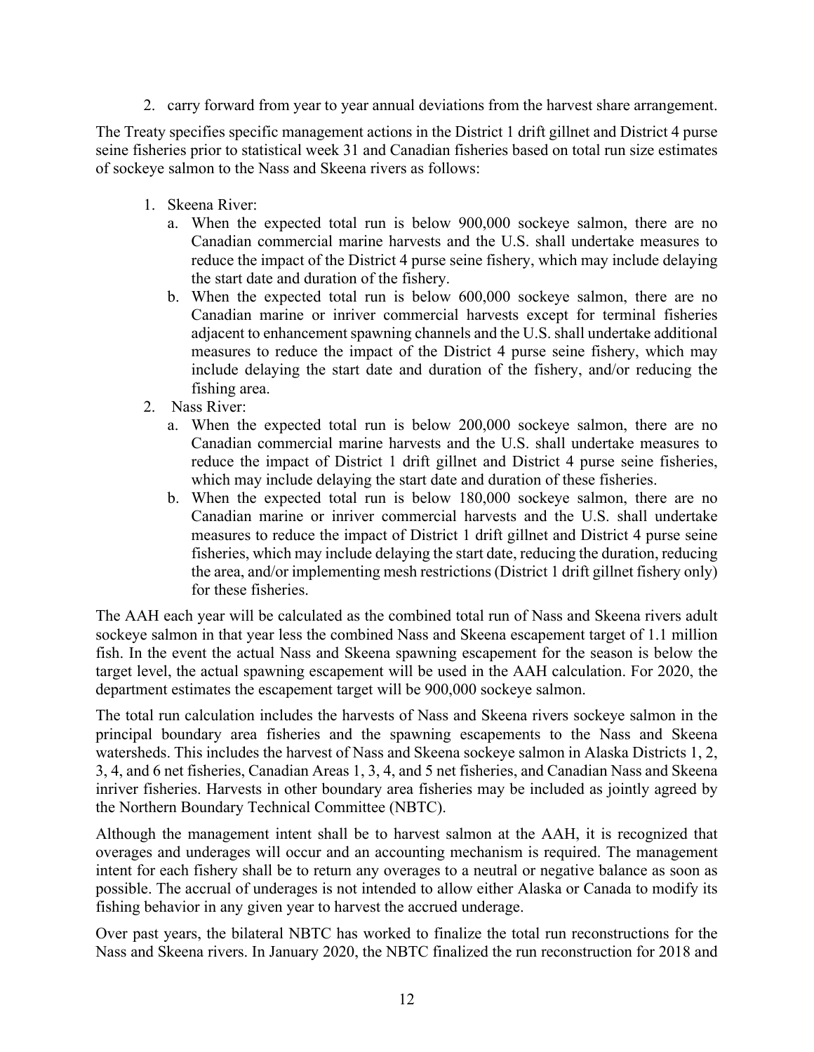2. carry forward from year to year annual deviations from the harvest share arrangement.

The Treaty specifies specific management actions in the District 1 drift gillnet and District 4 purse seine fisheries prior to statistical week 31 and Canadian fisheries based on total run size estimates of sockeye salmon to the Nass and Skeena rivers as follows:

1. Skeena River:
   a. When the expected total run is below 900,000 sockeye salmon, there are no Canadian commercial marine harvests and the U.S. shall undertake measures to reduce the impact of the District 4 purse seine fishery, which may include delaying the start date and duration of the fishery.
   b. When the expected total run is below 600,000 sockeye salmon, there are no Canadian marine or inriver commercial harvests except for terminal fisheries adjacent to enhancement spawning channels and the U.S. shall undertake additional measures to reduce the impact of the District 4 purse seine fishery, which may include delaying the start date and duration of the fishery, and/or reducing the fishing area.
2. Nass River:
   a. When the expected total run is below 200,000 sockeye salmon, there are no Canadian commercial marine harvests and the U.S. shall undertake measures to reduce the impact of District 1 drift gillnet and District 4 purse seine fisheries, which may include delaying the start date and duration of these fisheries.
   b. When the expected total run is below 180,000 sockeye salmon, there are no Canadian marine or inriver commercial harvests and the U.S. shall undertake measures to reduce the impact of District 1 drift gillnet and District 4 purse seine fisheries, which may include delaying the start date, reducing the duration, reducing the area, and/or implementing mesh restrictions (District 1 drift gillnet fishery only) for these fisheries.

The AAH each year will be calculated as the combined total run of Nass and Skeena rivers adult sockeye salmon in that year less the combined Nass and Skeena escapement target of 1.1 million fish. In the event the actual Nass and Skeena spawning escapement for the season is below the target level, the actual spawning escapement will be used in the AAH calculation. For 2020, the department estimates the escapement target will be 900,000 sockeye salmon.

The total run calculation includes the harvests of Nass and Skeena rivers sockeye salmon in the principal boundary area fisheries and the spawning escapements to the Nass and Skeena watersheds. This includes the harvest of Nass and Skeena sockeye salmon in Alaska Districts 1, 2, 3, 4, and 6 net fisheries, Canadian Areas 1, 3, 4, and 5 net fisheries, and Canadian Nass and Skeena inriver fisheries. Harvests in other boundary area fisheries may be included as jointly agreed by the Northern Boundary Technical Committee (NBTC).

Although the management intent shall be to harvest salmon at the AAH, it is recognized that overages and underages will occur and an accounting mechanism is required. The management intent for each fishery shall be to return any overages to a neutral or negative balance as soon as possible. The accrual of underages is not intended to allow either Alaska or Canada to modify its fishing behavior in any given year to harvest the accrued underage.

Over past years, the bilateral NBTC has worked to finalize the total run reconstructions for the Nass and Skeena rivers. In January 2020, the NBTC finalized the run reconstruction for 2018 and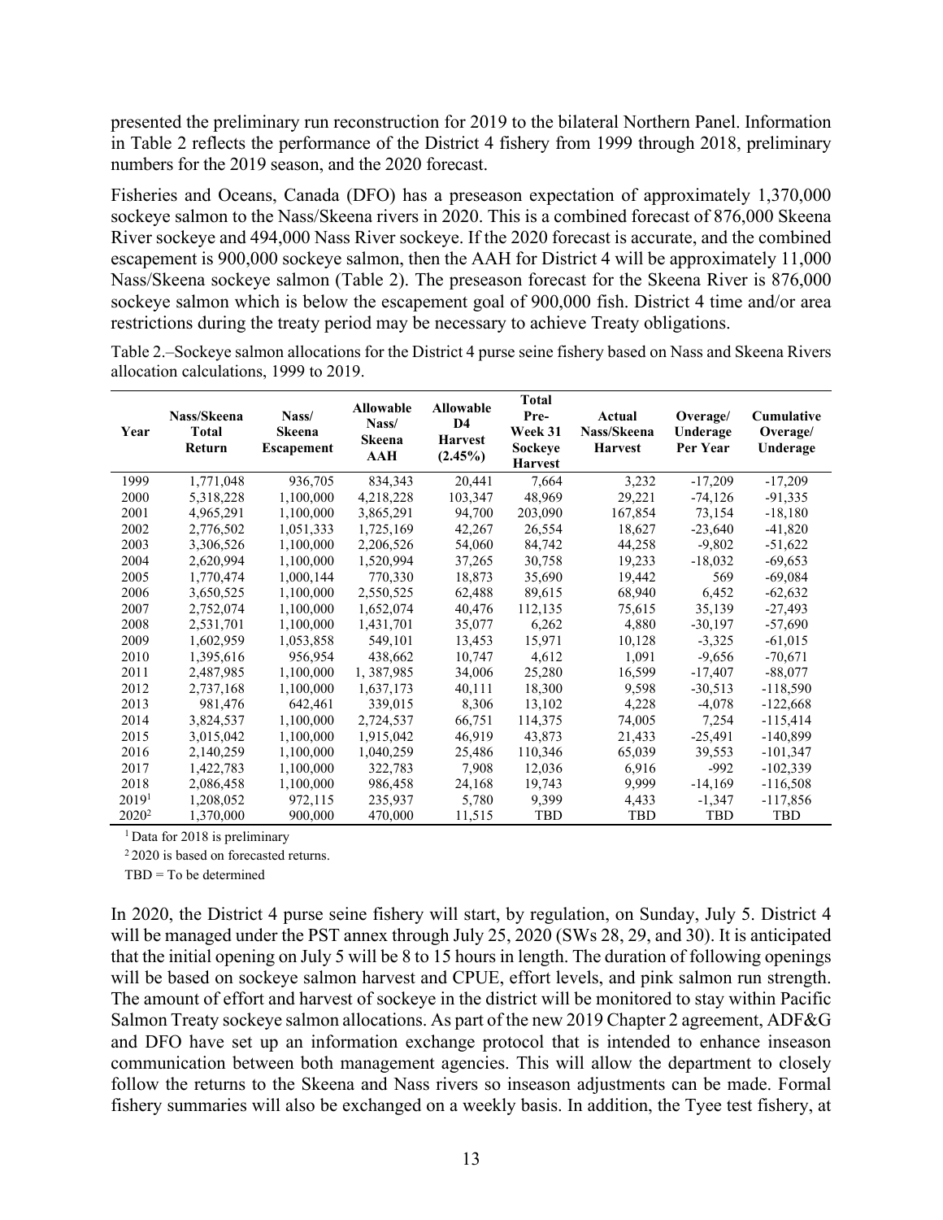presented the preliminary run reconstruction for 2019 to the bilateral Northern Panel. Information in Table 2 reflects the performance of the District 4 fishery from 1999 through 2018, preliminary numbers for the 2019 season, and the 2020 forecast.

Fisheries and Oceans, Canada (DFO) has a preseason expectation of approximately 1,370,000 sockeye salmon to the Nass/Skeena rivers in 2020. This is a combined forecast of 876,000 Skeena River sockeye and 494,000 Nass River sockeye. If the 2020 forecast is accurate, and the combined escapement is 900,000 sockeye salmon, then the AAH for District 4 will be approximately 11,000 Nass/Skeena sockeye salmon (Table 2). The preseason forecast for the Skeena River is 876,000 sockeye salmon which is below the escapement goal of 900,000 fish. District 4 time and/or area restrictions during the treaty period may be necessary to achieve Treaty obligations.

Table 2.–Sockeye salmon allocations for the District 4 purse seine fishery based on Nass and Skeena Rivers allocation calculations, 1999 to 2019.

| Year | Nass/Skeena Total Return | Nass/ Skeena Escapement | Allowable Nass/ Skeena AAH | Allowable D4 Harvest (2.45%) | Total Pre-Week 31 Sockeye Harvest | Actual Nass/Skeena Harvest | Overage/ Underage Per Year | Cumulative Overage/ Underage |
|---|---|---|---|---|---|---|---|---|
| 1999 | 1,771,048 | 936,705 | 834,343 | 20,441 | 7,664 | 3,232 | -17,209 | -17,209 |
| 2000 | 5,318,228 | 1,100,000 | 4,218,228 | 103,347 | 48,969 | 29,221 | -74,126 | -91,335 |
| 2001 | 4,965,291 | 1,100,000 | 3,865,291 | 94,700 | 203,090 | 167,854 | 73,154 | -18,180 |
| 2002 | 2,776,502 | 1,051,333 | 1,725,169 | 42,267 | 26,554 | 18,627 | -23,640 | -41,820 |
| 2003 | 3,306,526 | 1,100,000 | 2,206,526 | 54,060 | 84,742 | 44,258 | -9,802 | -51,622 |
| 2004 | 2,620,994 | 1,100,000 | 1,520,994 | 37,265 | 30,758 | 19,233 | -18,032 | -69,653 |
| 2005 | 1,770,474 | 1,000,144 | 770,330 | 18,873 | 35,690 | 19,442 | 569 | -69,084 |
| 2006 | 3,650,525 | 1,100,000 | 2,550,525 | 62,488 | 89,615 | 68,940 | 6,452 | -62,632 |
| 2007 | 2,752,074 | 1,100,000 | 1,652,074 | 40,476 | 112,135 | 75,615 | 35,139 | -27,493 |
| 2008 | 2,531,701 | 1,100,000 | 1,431,701 | 35,077 | 6,262 | 4,880 | -30,197 | -57,690 |
| 2009 | 1,602,959 | 1,053,858 | 549,101 | 13,453 | 15,971 | 10,128 | -3,325 | -61,015 |
| 2010 | 1,395,616 | 956,954 | 438,662 | 10,747 | 4,612 | 1,091 | -9,656 | -70,671 |
| 2011 | 2,487,985 | 1,100,000 | 1, 387,985 | 34,006 | 25,280 | 16,599 | -17,407 | -88,077 |
| 2012 | 2,737,168 | 1,100,000 | 1,637,173 | 40,111 | 18,300 | 9,598 | -30,513 | -118,590 |
| 2013 | 981,476 | 642,461 | 339,015 | 8,306 | 13,102 | 4,228 | -4,078 | -122,668 |
| 2014 | 3,824,537 | 1,100,000 | 2,724,537 | 66,751 | 114,375 | 74,005 | 7,254 | -115,414 |
| 2015 | 3,015,042 | 1,100,000 | 1,915,042 | 46,919 | 43,873 | 21,433 | -25,491 | -140,899 |
| 2016 | 2,140,259 | 1,100,000 | 1,040,259 | 25,486 | 110,346 | 65,039 | 39,553 | -101,347 |
| 2017 | 1,422,783 | 1,100,000 | 322,783 | 7,908 | 12,036 | 6,916 | -992 | -102,339 |
| 2018 | 2,086,458 | 1,100,000 | 986,458 | 24,168 | 19,743 | 9,999 | -14,169 | -116,508 |
| 2019[1] | 1,208,052 | 972,115 | 235,937 | 5,780 | 9,399 | 4,433 | -1,347 | -117,856 |
| 2020[2] | 1,370,000 | 900,000 | 470,000 | 11,515 | TBD | TBD | TBD | TBD |

[1] Data for 2018 is preliminary

[2] 2020 is based on forecasted returns.

TBD = To be determined

In 2020, the District 4 purse seine fishery will start, by regulation, on Sunday, July 5. District 4 will be managed under the PST annex through July 25, 2020 (SWs 28, 29, and 30). It is anticipated that the initial opening on July 5 will be 8 to 15 hours in length. The duration of following openings will be based on sockeye salmon harvest and CPUE, effort levels, and pink salmon run strength. The amount of effort and harvest of sockeye in the district will be monitored to stay within Pacific Salmon Treaty sockeye salmon allocations. As part of the new 2019 Chapter 2 agreement, ADF&G and DFO have set up an information exchange protocol that is intended to enhance inseason communication between both management agencies. This will allow the department to closely follow the returns to the Skeena and Nass rivers so inseason adjustments can be made. Formal fishery summaries will also be exchanged on a weekly basis. In addition, the Tyee test fishery, at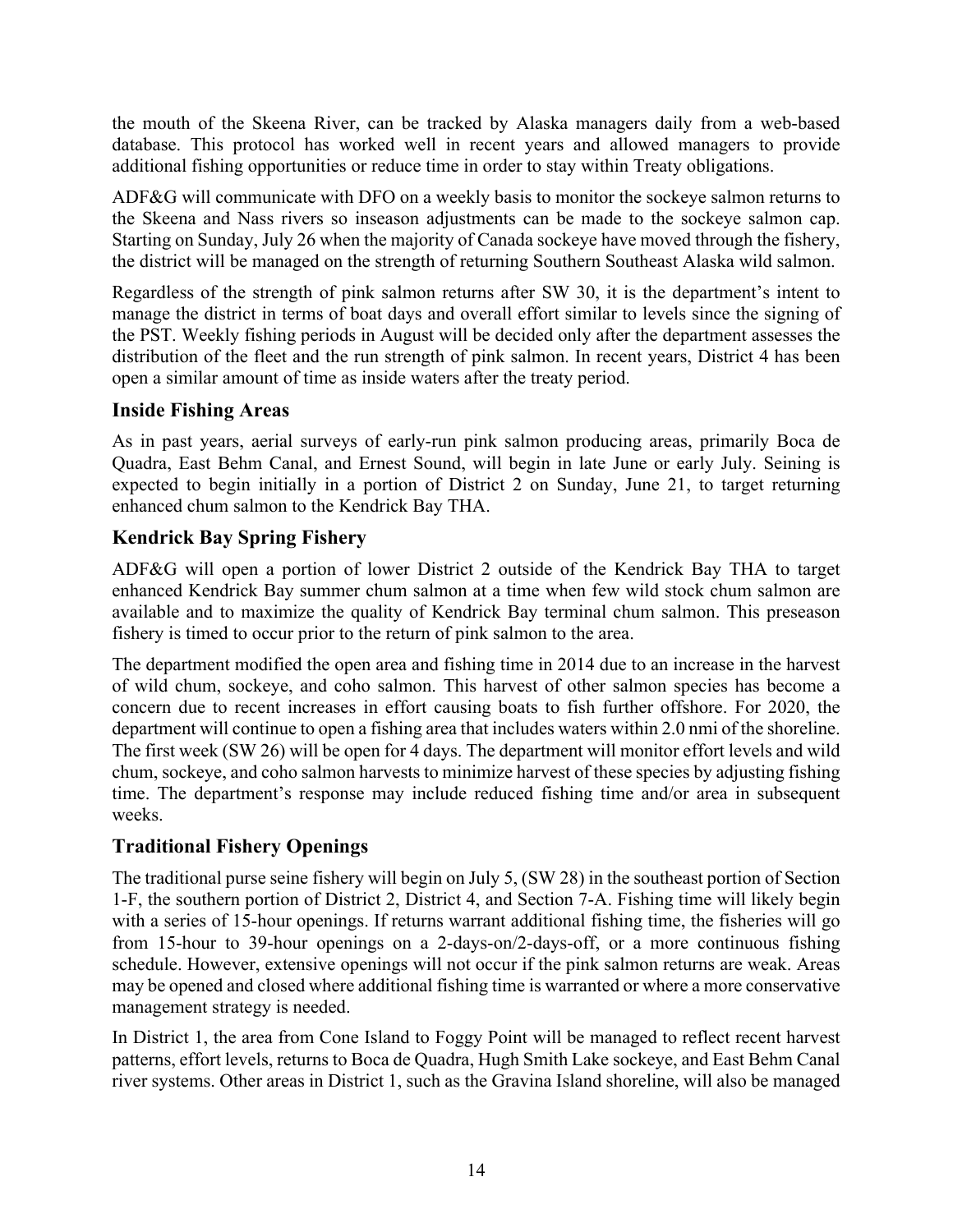the mouth of the Skeena River, can be tracked by Alaska managers daily from a web-based database. This protocol has worked well in recent years and allowed managers to provide additional fishing opportunities or reduce time in order to stay within Treaty obligations.

ADF&G will communicate with DFO on a weekly basis to monitor the sockeye salmon returns to the Skeena and Nass rivers so inseason adjustments can be made to the sockeye salmon cap. Starting on Sunday, July 26 when the majority of Canada sockeye have moved through the fishery, the district will be managed on the strength of returning Southern Southeast Alaska wild salmon.

Regardless of the strength of pink salmon returns after SW 30, it is the department's intent to manage the district in terms of boat days and overall effort similar to levels since the signing of the PST. Weekly fishing periods in August will be decided only after the department assesses the distribution of the fleet and the run strength of pink salmon. In recent years, District 4 has been open a similar amount of time as inside waters after the treaty period.

## Inside Fishing Areas

As in past years, aerial surveys of early-run pink salmon producing areas, primarily Boca de Quadra, East Behm Canal, and Ernest Sound, will begin in late June or early July. Seining is expected to begin initially in a portion of District 2 on Sunday, June 21, to target returning enhanced chum salmon to the Kendrick Bay THA.

## Kendrick Bay Spring Fishery

ADF&G will open a portion of lower District 2 outside of the Kendrick Bay THA to target enhanced Kendrick Bay summer chum salmon at a time when few wild stock chum salmon are available and to maximize the quality of Kendrick Bay terminal chum salmon. This preseason fishery is timed to occur prior to the return of pink salmon to the area.

The department modified the open area and fishing time in 2014 due to an increase in the harvest of wild chum, sockeye, and coho salmon. This harvest of other salmon species has become a concern due to recent increases in effort causing boats to fish further offshore. For 2020, the department will continue to open a fishing area that includes waters within 2.0 nmi of the shoreline. The first week (SW 26) will be open for 4 days. The department will monitor effort levels and wild chum, sockeye, and coho salmon harvests to minimize harvest of these species by adjusting fishing time. The department's response may include reduced fishing time and/or area in subsequent weeks.

## Traditional Fishery Openings

The traditional purse seine fishery will begin on July 5, (SW 28) in the southeast portion of Section 1-F, the southern portion of District 2, District 4, and Section 7-A. Fishing time will likely begin with a series of 15-hour openings. If returns warrant additional fishing time, the fisheries will go from 15-hour to 39-hour openings on a 2-days-on/2-days-off, or a more continuous fishing schedule. However, extensive openings will not occur if the pink salmon returns are weak. Areas may be opened and closed where additional fishing time is warranted or where a more conservative management strategy is needed.

In District 1, the area from Cone Island to Foggy Point will be managed to reflect recent harvest patterns, effort levels, returns to Boca de Quadra, Hugh Smith Lake sockeye, and East Behm Canal river systems. Other areas in District 1, such as the Gravina Island shoreline, will also be managed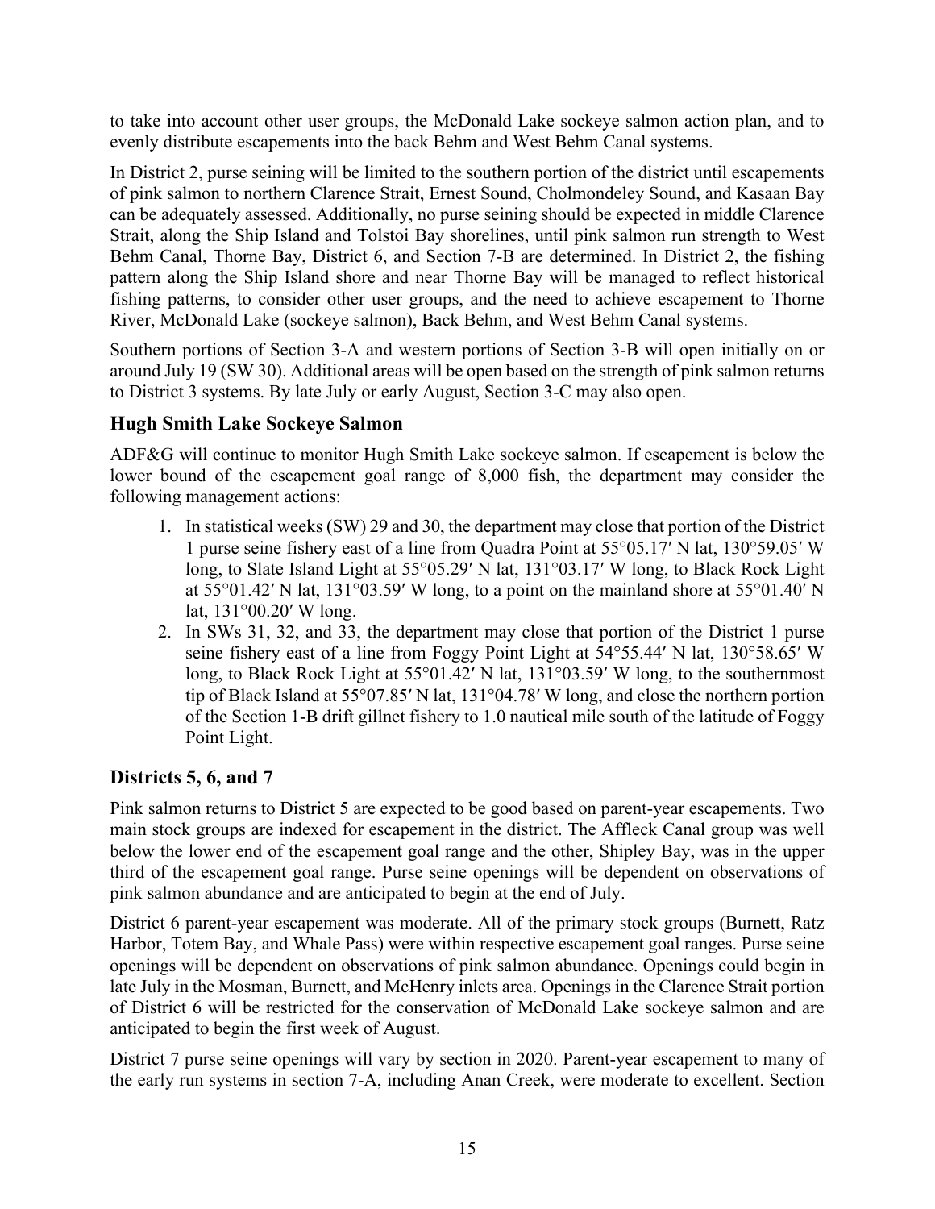to take into account other user groups, the McDonald Lake sockeye salmon action plan, and to evenly distribute escapements into the back Behm and West Behm Canal systems.

In District 2, purse seining will be limited to the southern portion of the district until escapements of pink salmon to northern Clarence Strait, Ernest Sound, Cholmondeley Sound, and Kasaan Bay can be adequately assessed. Additionally, no purse seining should be expected in middle Clarence Strait, along the Ship Island and Tolstoi Bay shorelines, until pink salmon run strength to West Behm Canal, Thorne Bay, District 6, and Section 7-B are determined. In District 2, the fishing pattern along the Ship Island shore and near Thorne Bay will be managed to reflect historical fishing patterns, to consider other user groups, and the need to achieve escapement to Thorne River, McDonald Lake (sockeye salmon), Back Behm, and West Behm Canal systems.

Southern portions of Section 3-A and western portions of Section 3-B will open initially on or around July 19 (SW 30). Additional areas will be open based on the strength of pink salmon returns to District 3 systems. By late July or early August, Section 3-C may also open.

### Hugh Smith Lake Sockeye Salmon

ADF&G will continue to monitor Hugh Smith Lake sockeye salmon. If escapement is below the lower bound of the escapement goal range of 8,000 fish, the department may consider the following management actions:

1. In statistical weeks (SW) 29 and 30, the department may close that portion of the District 1 purse seine fishery east of a line from Quadra Point at 55°05.17′ N lat, 130°59.05′ W long, to Slate Island Light at 55°05.29′ N lat, 131°03.17′ W long, to Black Rock Light at 55°01.42′ N lat, 131°03.59′ W long, to a point on the mainland shore at 55°01.40′ N lat, 131°00.20′ W long.
2. In SWs 31, 32, and 33, the department may close that portion of the District 1 purse seine fishery east of a line from Foggy Point Light at 54°55.44′ N lat, 130°58.65′ W long, to Black Rock Light at 55°01.42′ N lat, 131°03.59′ W long, to the southernmost tip of Black Island at 55°07.85′ N lat, 131°04.78′ W long, and close the northern portion of the Section 1-B drift gillnet fishery to 1.0 nautical mile south of the latitude of Foggy Point Light.

## Districts 5, 6, and 7

Pink salmon returns to District 5 are expected to be good based on parent-year escapements. Two main stock groups are indexed for escapement in the district. The Affleck Canal group was well below the lower end of the escapement goal range and the other, Shipley Bay, was in the upper third of the escapement goal range. Purse seine openings will be dependent on observations of pink salmon abundance and are anticipated to begin at the end of July.

District 6 parent-year escapement was moderate. All of the primary stock groups (Burnett, Ratz Harbor, Totem Bay, and Whale Pass) were within respective escapement goal ranges. Purse seine openings will be dependent on observations of pink salmon abundance. Openings could begin in late July in the Mosman, Burnett, and McHenry inlets area. Openings in the Clarence Strait portion of District 6 will be restricted for the conservation of McDonald Lake sockeye salmon and are anticipated to begin the first week of August.

District 7 purse seine openings will vary by section in 2020. Parent-year escapement to many of the early run systems in section 7-A, including Anan Creek, were moderate to excellent. Section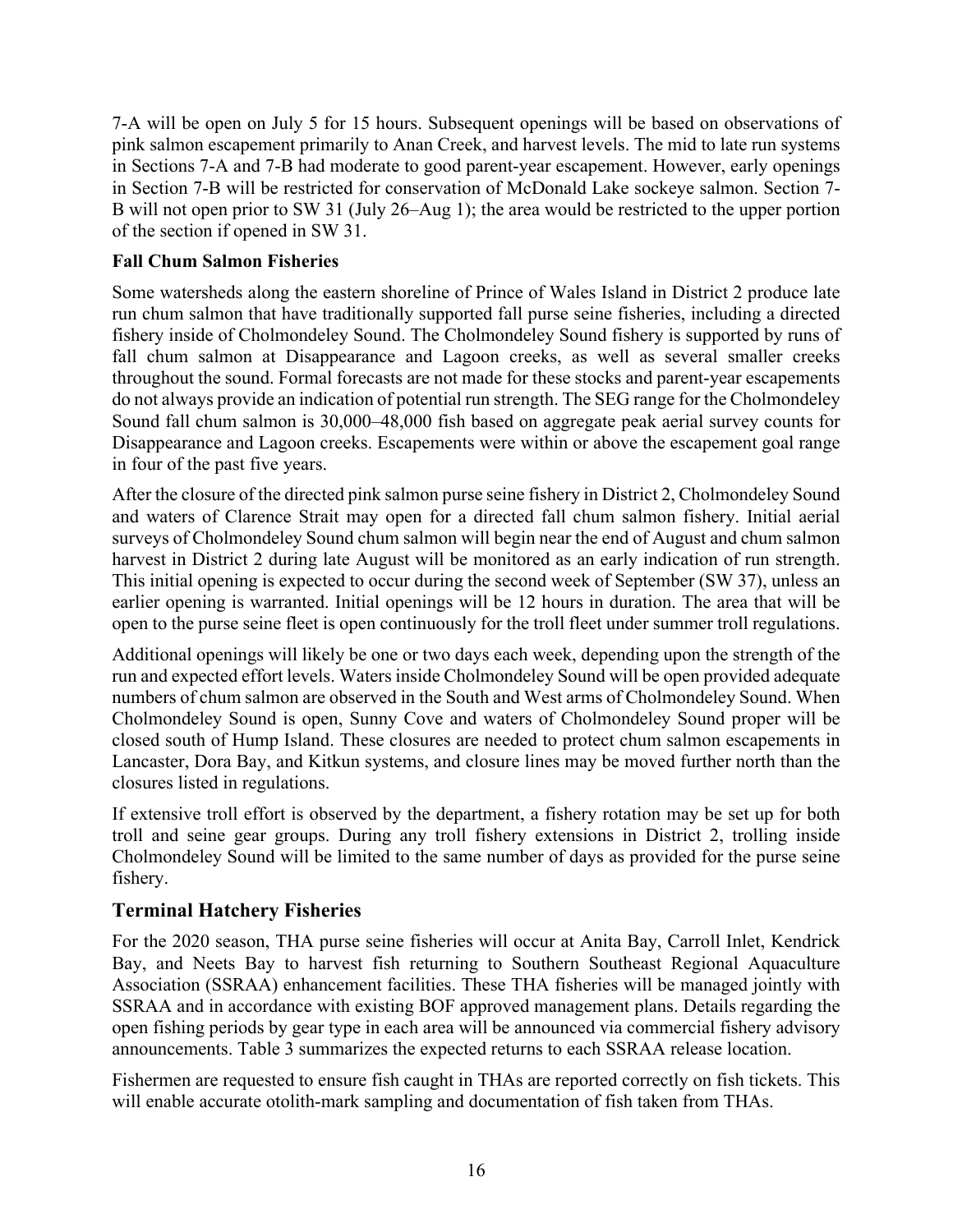7-A will be open on July 5 for 15 hours. Subsequent openings will be based on observations of pink salmon escapement primarily to Anan Creek, and harvest levels. The mid to late run systems in Sections 7-A and 7-B had moderate to good parent-year escapement. However, early openings in Section 7-B will be restricted for conservation of McDonald Lake sockeye salmon. Section 7-B will not open prior to SW 31 (July 26–Aug 1); the area would be restricted to the upper portion of the section if opened in SW 31.

### Fall Chum Salmon Fisheries

Some watersheds along the eastern shoreline of Prince of Wales Island in District 2 produce late run chum salmon that have traditionally supported fall purse seine fisheries, including a directed fishery inside of Cholmondeley Sound. The Cholmondeley Sound fishery is supported by runs of fall chum salmon at Disappearance and Lagoon creeks, as well as several smaller creeks throughout the sound. Formal forecasts are not made for these stocks and parent-year escapements do not always provide an indication of potential run strength. The SEG range for the Cholmondeley Sound fall chum salmon is 30,000–48,000 fish based on aggregate peak aerial survey counts for Disappearance and Lagoon creeks. Escapements were within or above the escapement goal range in four of the past five years.

After the closure of the directed pink salmon purse seine fishery in District 2, Cholmondeley Sound and waters of Clarence Strait may open for a directed fall chum salmon fishery. Initial aerial surveys of Cholmondeley Sound chum salmon will begin near the end of August and chum salmon harvest in District 2 during late August will be monitored as an early indication of run strength. This initial opening is expected to occur during the second week of September (SW 37), unless an earlier opening is warranted. Initial openings will be 12 hours in duration. The area that will be open to the purse seine fleet is open continuously for the troll fleet under summer troll regulations.

Additional openings will likely be one or two days each week, depending upon the strength of the run and expected effort levels. Waters inside Cholmondeley Sound will be open provided adequate numbers of chum salmon are observed in the South and West arms of Cholmondeley Sound. When Cholmondeley Sound is open, Sunny Cove and waters of Cholmondeley Sound proper will be closed south of Hump Island. These closures are needed to protect chum salmon escapements in Lancaster, Dora Bay, and Kitkun systems, and closure lines may be moved further north than the closures listed in regulations.

If extensive troll effort is observed by the department, a fishery rotation may be set up for both troll and seine gear groups. During any troll fishery extensions in District 2, trolling inside Cholmondeley Sound will be limited to the same number of days as provided for the purse seine fishery.

## Terminal Hatchery Fisheries

For the 2020 season, THA purse seine fisheries will occur at Anita Bay, Carroll Inlet, Kendrick Bay, and Neets Bay to harvest fish returning to Southern Southeast Regional Aquaculture Association (SSRAA) enhancement facilities. These THA fisheries will be managed jointly with SSRAA and in accordance with existing BOF approved management plans. Details regarding the open fishing periods by gear type in each area will be announced via commercial fishery advisory announcements. Table 3 summarizes the expected returns to each SSRAA release location.

Fishermen are requested to ensure fish caught in THAs are reported correctly on fish tickets. This will enable accurate otolith-mark sampling and documentation of fish taken from THAs.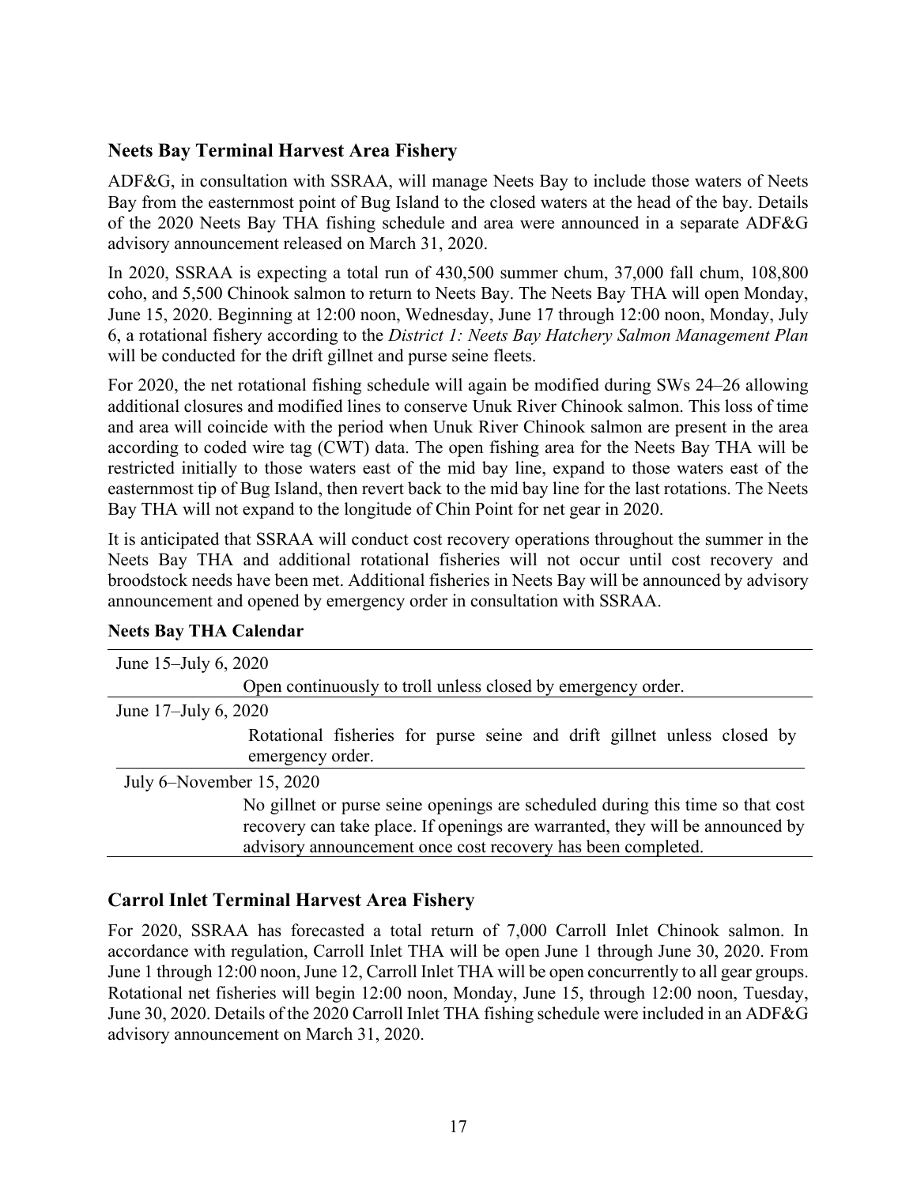## Neets Bay Terminal Harvest Area Fishery

ADF&G, in consultation with SSRAA, will manage Neets Bay to include those waters of Neets Bay from the easternmost point of Bug Island to the closed waters at the head of the bay. Details of the 2020 Neets Bay THA fishing schedule and area were announced in a separate ADF&G advisory announcement released on March 31, 2020.

In 2020, SSRAA is expecting a total run of 430,500 summer chum, 37,000 fall chum, 108,800 coho, and 5,500 Chinook salmon to return to Neets Bay. The Neets Bay THA will open Monday, June 15, 2020. Beginning at 12:00 noon, Wednesday, June 17 through 12:00 noon, Monday, July 6, a rotational fishery according to the *District 1: Neets Bay Hatchery Salmon Management Plan* will be conducted for the drift gillnet and purse seine fleets.

For 2020, the net rotational fishing schedule will again be modified during SWs 24–26 allowing additional closures and modified lines to conserve Unuk River Chinook salmon. This loss of time and area will coincide with the period when Unuk River Chinook salmon are present in the area according to coded wire tag (CWT) data. The open fishing area for the Neets Bay THA will be restricted initially to those waters east of the mid bay line, expand to those waters east of the easternmost tip of Bug Island, then revert back to the mid bay line for the last rotations. The Neets Bay THA will not expand to the longitude of Chin Point for net gear in 2020.

It is anticipated that SSRAA will conduct cost recovery operations throughout the summer in the Neets Bay THA and additional rotational fisheries will not occur until cost recovery and broodstock needs have been met. Additional fisheries in Neets Bay will be announced by advisory announcement and opened by emergency order in consultation with SSRAA.

**Neets Bay THA Calendar**

| Date | Description |
|---|---|
| June 15–July 6, 2020 | Open continuously to troll unless closed by emergency order. |
| June 17–July 6, 2020 | Rotational fisheries for purse seine and drift gillnet unless closed by emergency order. |
| July 6–November 15, 2020 | No gillnet or purse seine openings are scheduled during this time so that cost recovery can take place. If openings are warranted, they will be announced by advisory announcement once cost recovery has been completed. |

## Carrol Inlet Terminal Harvest Area Fishery

For 2020, SSRAA has forecasted a total return of 7,000 Carroll Inlet Chinook salmon. In accordance with regulation, Carroll Inlet THA will be open June 1 through June 30, 2020. From June 1 through 12:00 noon, June 12, Carroll Inlet THA will be open concurrently to all gear groups. Rotational net fisheries will begin 12:00 noon, Monday, June 15, through 12:00 noon, Tuesday, June 30, 2020. Details of the 2020 Carroll Inlet THA fishing schedule were included in an ADF&G advisory announcement on March 31, 2020.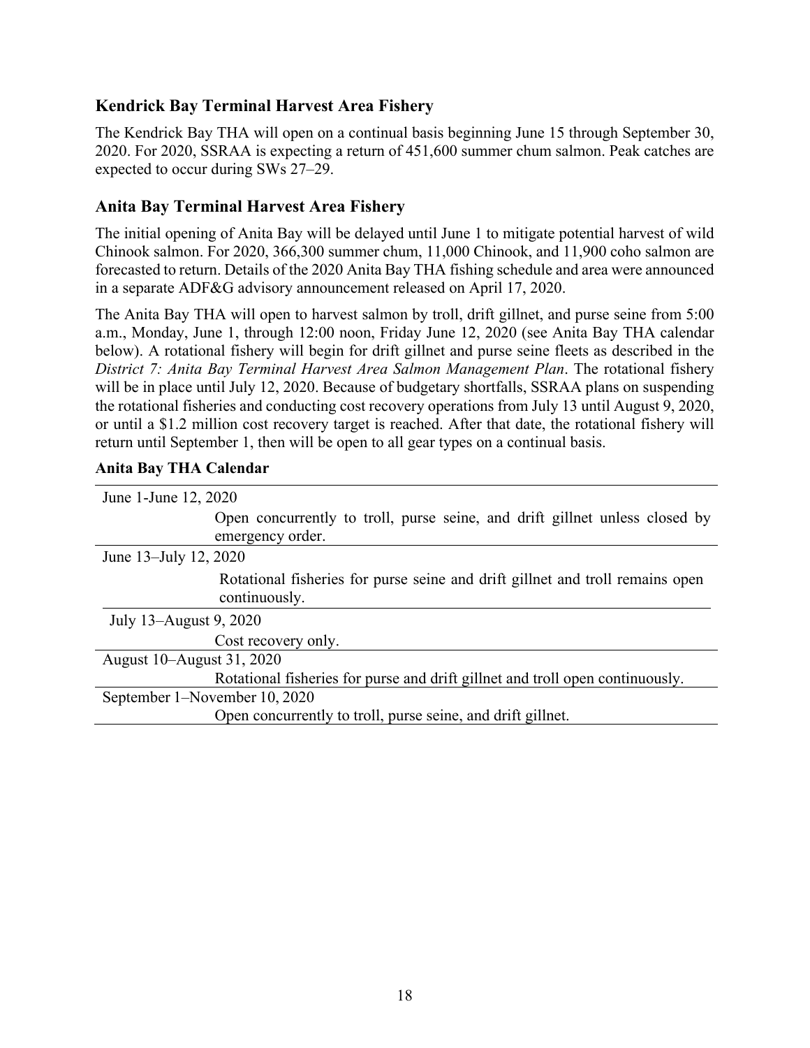## Kendrick Bay Terminal Harvest Area Fishery

The Kendrick Bay THA will open on a continual basis beginning June 15 through September 30, 2020. For 2020, SSRAA is expecting a return of 451,600 summer chum salmon. Peak catches are expected to occur during SWs 27–29.

## Anita Bay Terminal Harvest Area Fishery

The initial opening of Anita Bay will be delayed until June 1 to mitigate potential harvest of wild Chinook salmon. For 2020, 366,300 summer chum, 11,000 Chinook, and 11,900 coho salmon are forecasted to return. Details of the 2020 Anita Bay THA fishing schedule and area were announced in a separate ADF&G advisory announcement released on April 17, 2020.

The Anita Bay THA will open to harvest salmon by troll, drift gillnet, and purse seine from 5:00 a.m., Monday, June 1, through 12:00 noon, Friday June 12, 2020 (see Anita Bay THA calendar below). A rotational fishery will begin for drift gillnet and purse seine fleets as described in the *District 7: Anita Bay Terminal Harvest Area Salmon Management Plan*. The rotational fishery will be in place until July 12, 2020. Because of budgetary shortfalls, SSRAA plans on suspending the rotational fisheries and conducting cost recovery operations from July 13 until August 9, 2020, or until a $1.2 million cost recovery target is reached. After that date, the rotational fishery will return until September 1, then will be open to all gear types on a continual basis.

**Anita Bay THA Calendar**

| Dates | Status |
|---|---|
| June 1-June 12, 2020 | Open concurrently to troll, purse seine, and drift gillnet unless closed by emergency order. |
| June 13–July 12, 2020 | Rotational fisheries for purse seine and drift gillnet and troll remains open continuously. |
| July 13–August 9, 2020 | Cost recovery only. |
| August 10–August 31, 2020 | Rotational fisheries for purse and drift gillnet and troll open continuously. |
| September 1–November 10, 2020 | Open concurrently to troll, purse seine, and drift gillnet. |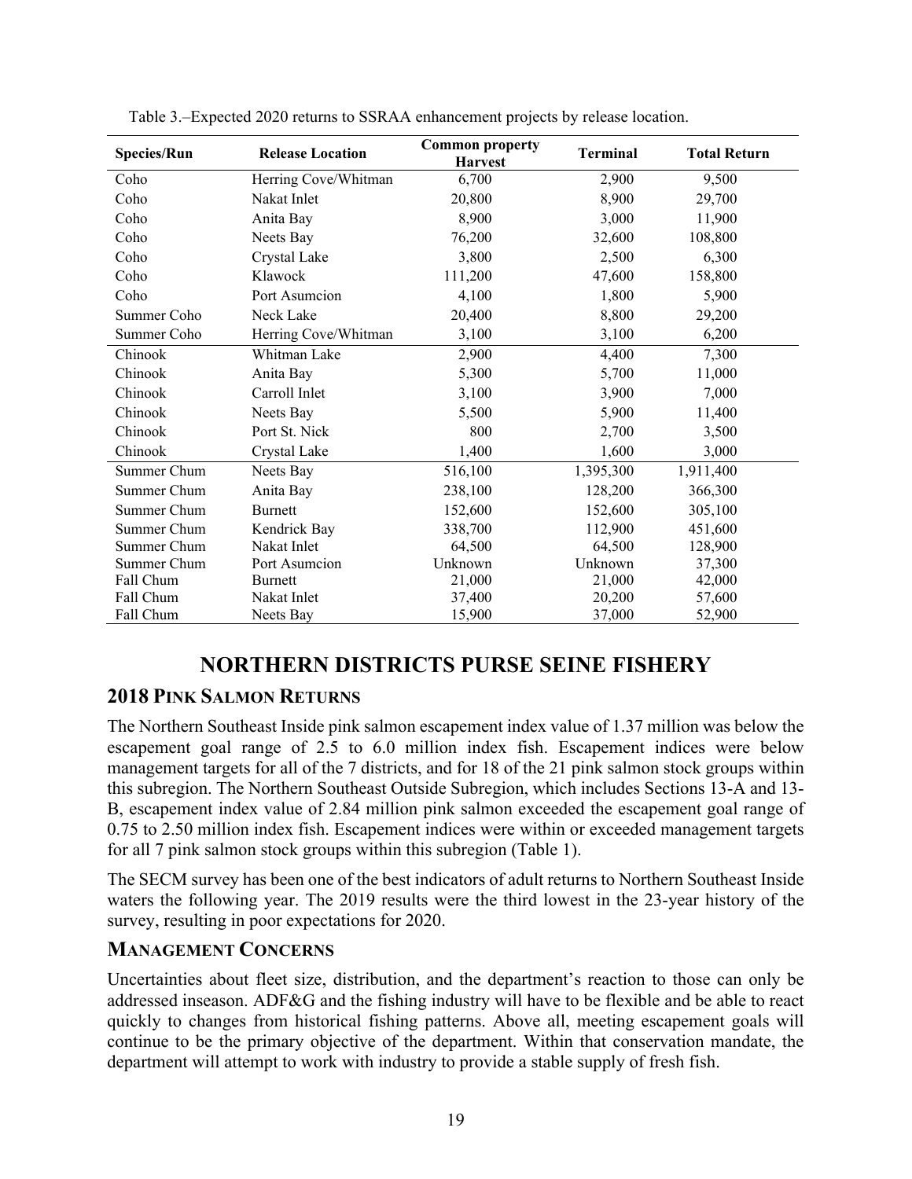Table 3.–Expected 2020 returns to SSRAA enhancement projects by release location.

| Species/Run | Release Location | Common property Harvest | Terminal | Total Return |
|---|---|---|---|---|
| Coho | Herring Cove/Whitman | 6,700 | 2,900 | 9,500 |
| Coho | Nakat Inlet | 20,800 | 8,900 | 29,700 |
| Coho | Anita Bay | 8,900 | 3,000 | 11,900 |
| Coho | Neets Bay | 76,200 | 32,600 | 108,800 |
| Coho | Crystal Lake | 3,800 | 2,500 | 6,300 |
| Coho | Klawock | 111,200 | 47,600 | 158,800 |
| Coho | Port Asumcion | 4,100 | 1,800 | 5,900 |
| Summer Coho | Neck Lake | 20,400 | 8,800 | 29,200 |
| Summer Coho | Herring Cove/Whitman | 3,100 | 3,100 | 6,200 |
| Chinook | Whitman Lake | 2,900 | 4,400 | 7,300 |
| Chinook | Anita Bay | 5,300 | 5,700 | 11,000 |
| Chinook | Carroll Inlet | 3,100 | 3,900 | 7,000 |
| Chinook | Neets Bay | 5,500 | 5,900 | 11,400 |
| Chinook | Port St. Nick | 800 | 2,700 | 3,500 |
| Chinook | Crystal Lake | 1,400 | 1,600 | 3,000 |
| Summer Chum | Neets Bay | 516,100 | 1,395,300 | 1,911,400 |
| Summer Chum | Anita Bay | 238,100 | 128,200 | 366,300 |
| Summer Chum | Burnett | 152,600 | 152,600 | 305,100 |
| Summer Chum | Kendrick Bay | 338,700 | 112,900 | 451,600 |
| Summer Chum | Nakat Inlet | 64,500 | 64,500 | 128,900 |
| Summer Chum | Port Asumcion | Unknown | Unknown | 37,300 |
| Fall Chum | Burnett | 21,000 | 21,000 | 42,000 |
| Fall Chum | Nakat Inlet | 37,400 | 20,200 | 57,600 |
| Fall Chum | Neets Bay | 15,900 | 37,000 | 52,900 |

# NORTHERN DISTRICTS PURSE SEINE FISHERY

## 2018 PINK SALMON RETURNS

The Northern Southeast Inside pink salmon escapement index value of 1.37 million was below the escapement goal range of 2.5 to 6.0 million index fish. Escapement indices were below management targets for all of the 7 districts, and for 18 of the 21 pink salmon stock groups within this subregion. The Northern Southeast Outside Subregion, which includes Sections 13-A and 13-B, escapement index value of 2.84 million pink salmon exceeded the escapement goal range of 0.75 to 2.50 million index fish. Escapement indices were within or exceeded management targets for all 7 pink salmon stock groups within this subregion (Table 1).

The SECM survey has been one of the best indicators of adult returns to Northern Southeast Inside waters the following year. The 2019 results were the third lowest in the 23-year history of the survey, resulting in poor expectations for 2020.

## MANAGEMENT CONCERNS

Uncertainties about fleet size, distribution, and the department's reaction to those can only be addressed inseason. ADF&G and the fishing industry will have to be flexible and be able to react quickly to changes from historical fishing patterns. Above all, meeting escapement goals will continue to be the primary objective of the department. Within that conservation mandate, the department will attempt to work with industry to provide a stable supply of fresh fish.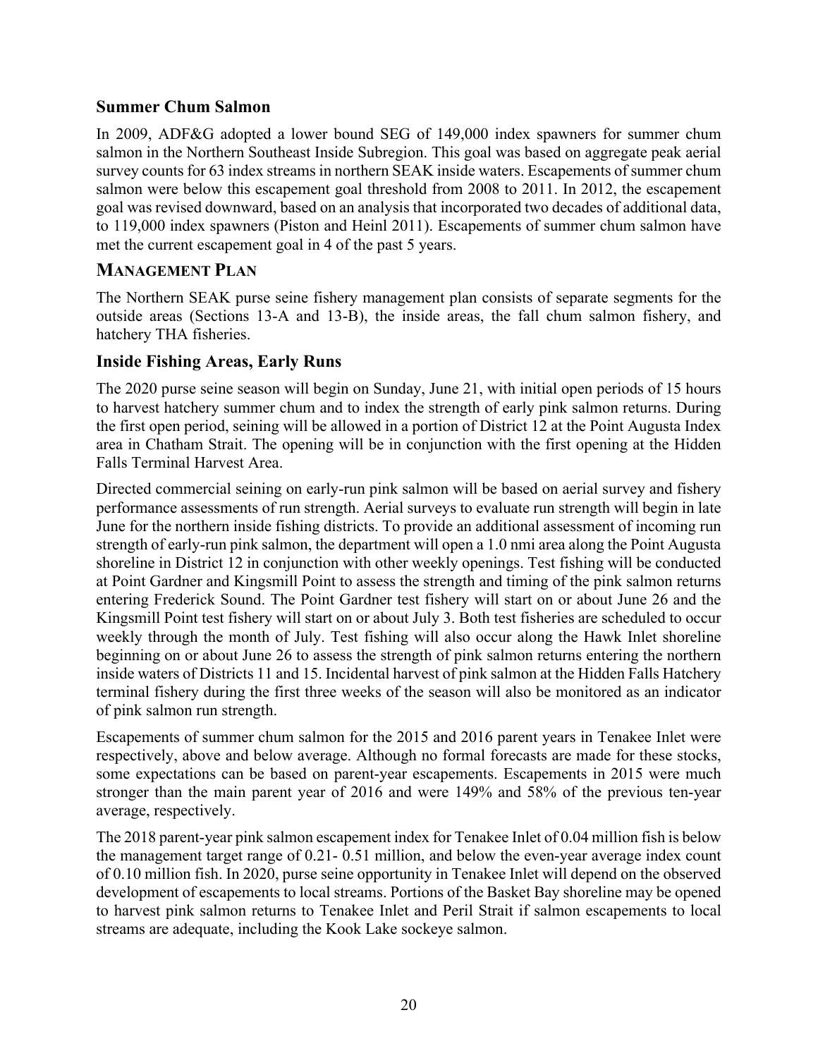### Summer Chum Salmon

In 2009, ADF&G adopted a lower bound SEG of 149,000 index spawners for summer chum salmon in the Northern Southeast Inside Subregion. This goal was based on aggregate peak aerial survey counts for 63 index streams in northern SEAK inside waters. Escapements of summer chum salmon were below this escapement goal threshold from 2008 to 2011. In 2012, the escapement goal was revised downward, based on an analysis that incorporated two decades of additional data, to 119,000 index spawners (Piston and Heinl 2011). Escapements of summer chum salmon have met the current escapement goal in 4 of the past 5 years.

## MANAGEMENT PLAN

The Northern SEAK purse seine fishery management plan consists of separate segments for the outside areas (Sections 13-A and 13-B), the inside areas, the fall chum salmon fishery, and hatchery THA fisheries.

### Inside Fishing Areas, Early Runs

The 2020 purse seine season will begin on Sunday, June 21, with initial open periods of 15 hours to harvest hatchery summer chum and to index the strength of early pink salmon returns. During the first open period, seining will be allowed in a portion of District 12 at the Point Augusta Index area in Chatham Strait. The opening will be in conjunction with the first opening at the Hidden Falls Terminal Harvest Area.

Directed commercial seining on early-run pink salmon will be based on aerial survey and fishery performance assessments of run strength. Aerial surveys to evaluate run strength will begin in late June for the northern inside fishing districts. To provide an additional assessment of incoming run strength of early-run pink salmon, the department will open a 1.0 nmi area along the Point Augusta shoreline in District 12 in conjunction with other weekly openings. Test fishing will be conducted at Point Gardner and Kingsmill Point to assess the strength and timing of the pink salmon returns entering Frederick Sound. The Point Gardner test fishery will start on or about June 26 and the Kingsmill Point test fishery will start on or about July 3. Both test fisheries are scheduled to occur weekly through the month of July. Test fishing will also occur along the Hawk Inlet shoreline beginning on or about June 26 to assess the strength of pink salmon returns entering the northern inside waters of Districts 11 and 15. Incidental harvest of pink salmon at the Hidden Falls Hatchery terminal fishery during the first three weeks of the season will also be monitored as an indicator of pink salmon run strength.

Escapements of summer chum salmon for the 2015 and 2016 parent years in Tenakee Inlet were respectively, above and below average. Although no formal forecasts are made for these stocks, some expectations can be based on parent-year escapements. Escapements in 2015 were much stronger than the main parent year of 2016 and were 149% and 58% of the previous ten-year average, respectively.

The 2018 parent-year pink salmon escapement index for Tenakee Inlet of 0.04 million fish is below the management target range of 0.21- 0.51 million, and below the even-year average index count of 0.10 million fish. In 2020, purse seine opportunity in Tenakee Inlet will depend on the observed development of escapements to local streams. Portions of the Basket Bay shoreline may be opened to harvest pink salmon returns to Tenakee Inlet and Peril Strait if salmon escapements to local streams are adequate, including the Kook Lake sockeye salmon.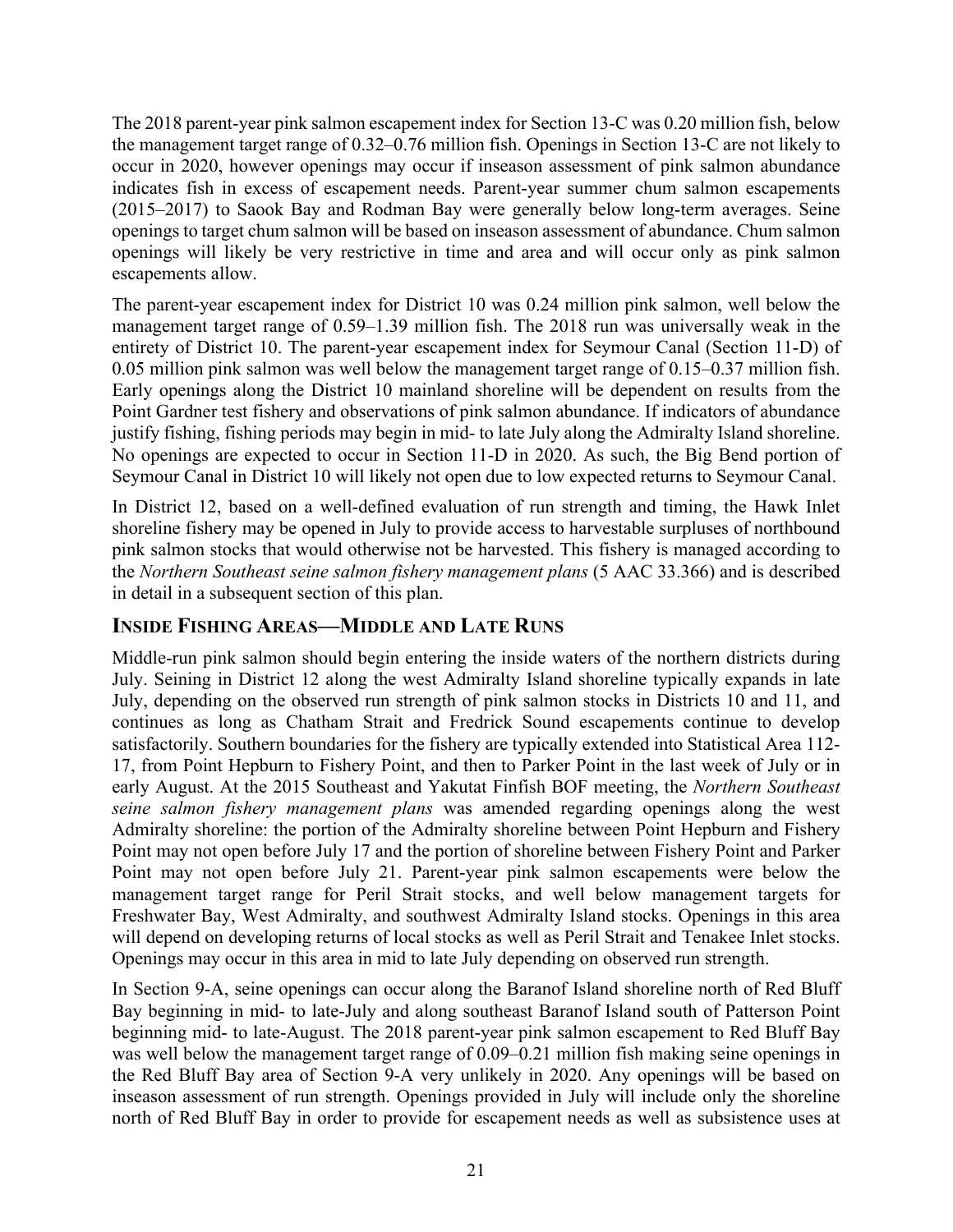The 2018 parent-year pink salmon escapement index for Section 13-C was 0.20 million fish, below the management target range of 0.32–0.76 million fish. Openings in Section 13-C are not likely to occur in 2020, however openings may occur if inseason assessment of pink salmon abundance indicates fish in excess of escapement needs. Parent-year summer chum salmon escapements (2015–2017) to Saook Bay and Rodman Bay were generally below long-term averages. Seine openings to target chum salmon will be based on inseason assessment of abundance. Chum salmon openings will likely be very restrictive in time and area and will occur only as pink salmon escapements allow.

The parent-year escapement index for District 10 was 0.24 million pink salmon, well below the management target range of 0.59–1.39 million fish. The 2018 run was universally weak in the entirety of District 10. The parent-year escapement index for Seymour Canal (Section 11-D) of 0.05 million pink salmon was well below the management target range of 0.15–0.37 million fish. Early openings along the District 10 mainland shoreline will be dependent on results from the Point Gardner test fishery and observations of pink salmon abundance. If indicators of abundance justify fishing, fishing periods may begin in mid- to late July along the Admiralty Island shoreline. No openings are expected to occur in Section 11-D in 2020. As such, the Big Bend portion of Seymour Canal in District 10 will likely not open due to low expected returns to Seymour Canal.

In District 12, based on a well-defined evaluation of run strength and timing, the Hawk Inlet shoreline fishery may be opened in July to provide access to harvestable surpluses of northbound pink salmon stocks that would otherwise not be harvested. This fishery is managed according to the *Northern Southeast seine salmon fishery management plans* (5 AAC 33.366) and is described in detail in a subsequent section of this plan.

## INSIDE FISHING AREAS—MIDDLE AND LATE RUNS

Middle-run pink salmon should begin entering the inside waters of the northern districts during July. Seining in District 12 along the west Admiralty Island shoreline typically expands in late July, depending on the observed run strength of pink salmon stocks in Districts 10 and 11, and continues as long as Chatham Strait and Fredrick Sound escapements continue to develop satisfactorily. Southern boundaries for the fishery are typically extended into Statistical Area 112-17, from Point Hepburn to Fishery Point, and then to Parker Point in the last week of July or in early August. At the 2015 Southeast and Yakutat Finfish BOF meeting, the *Northern Southeast seine salmon fishery management plans* was amended regarding openings along the west Admiralty shoreline: the portion of the Admiralty shoreline between Point Hepburn and Fishery Point may not open before July 17 and the portion of shoreline between Fishery Point and Parker Point may not open before July 21. Parent-year pink salmon escapements were below the management target range for Peril Strait stocks, and well below management targets for Freshwater Bay, West Admiralty, and southwest Admiralty Island stocks. Openings in this area will depend on developing returns of local stocks as well as Peril Strait and Tenakee Inlet stocks. Openings may occur in this area in mid to late July depending on observed run strength.

In Section 9-A, seine openings can occur along the Baranof Island shoreline north of Red Bluff Bay beginning in mid- to late-July and along southeast Baranof Island south of Patterson Point beginning mid- to late-August. The 2018 parent-year pink salmon escapement to Red Bluff Bay was well below the management target range of 0.09–0.21 million fish making seine openings in the Red Bluff Bay area of Section 9-A very unlikely in 2020. Any openings will be based on inseason assessment of run strength. Openings provided in July will include only the shoreline north of Red Bluff Bay in order to provide for escapement needs as well as subsistence uses at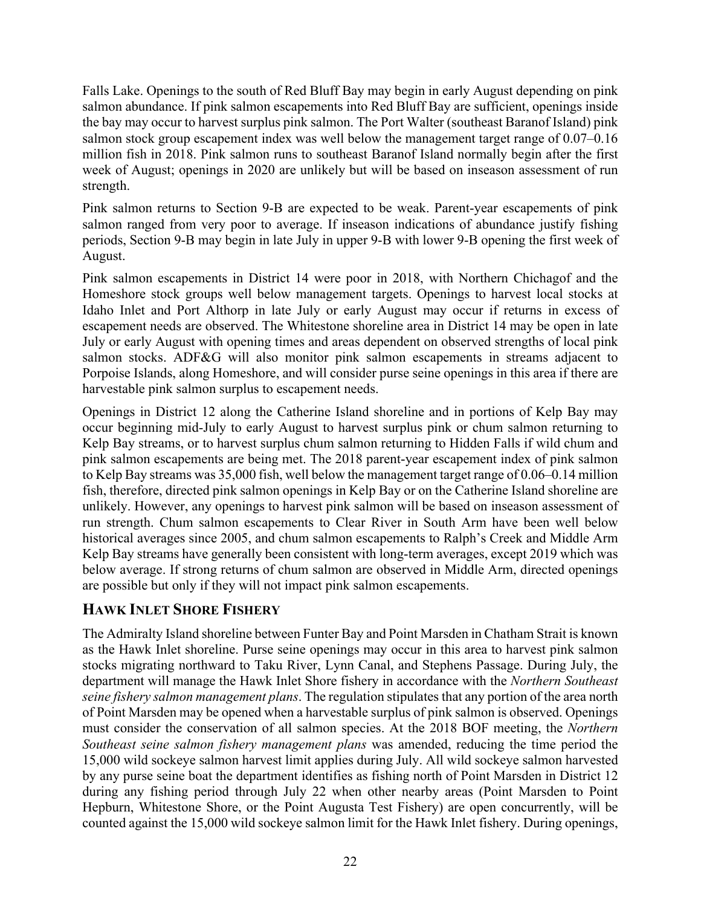Falls Lake. Openings to the south of Red Bluff Bay may begin in early August depending on pink salmon abundance. If pink salmon escapements into Red Bluff Bay are sufficient, openings inside the bay may occur to harvest surplus pink salmon. The Port Walter (southeast Baranof Island) pink salmon stock group escapement index was well below the management target range of 0.07–0.16 million fish in 2018. Pink salmon runs to southeast Baranof Island normally begin after the first week of August; openings in 2020 are unlikely but will be based on inseason assessment of run strength.

Pink salmon returns to Section 9-B are expected to be weak. Parent-year escapements of pink salmon ranged from very poor to average. If inseason indications of abundance justify fishing periods, Section 9-B may begin in late July in upper 9-B with lower 9-B opening the first week of August.

Pink salmon escapements in District 14 were poor in 2018, with Northern Chichagof and the Homeshore stock groups well below management targets. Openings to harvest local stocks at Idaho Inlet and Port Althorp in late July or early August may occur if returns in excess of escapement needs are observed. The Whitestone shoreline area in District 14 may be open in late July or early August with opening times and areas dependent on observed strengths of local pink salmon stocks. ADF&G will also monitor pink salmon escapements in streams adjacent to Porpoise Islands, along Homeshore, and will consider purse seine openings in this area if there are harvestable pink salmon surplus to escapement needs.

Openings in District 12 along the Catherine Island shoreline and in portions of Kelp Bay may occur beginning mid-July to early August to harvest surplus pink or chum salmon returning to Kelp Bay streams, or to harvest surplus chum salmon returning to Hidden Falls if wild chum and pink salmon escapements are being met. The 2018 parent-year escapement index of pink salmon to Kelp Bay streams was 35,000 fish, well below the management target range of 0.06–0.14 million fish, therefore, directed pink salmon openings in Kelp Bay or on the Catherine Island shoreline are unlikely. However, any openings to harvest pink salmon will be based on inseason assessment of run strength. Chum salmon escapements to Clear River in South Arm have been well below historical averages since 2005, and chum salmon escapements to Ralph's Creek and Middle Arm Kelp Bay streams have generally been consistent with long-term averages, except 2019 which was below average. If strong returns of chum salmon are observed in Middle Arm, directed openings are possible but only if they will not impact pink salmon escapements.

## HAWK INLET SHORE FISHERY

The Admiralty Island shoreline between Funter Bay and Point Marsden in Chatham Strait is known as the Hawk Inlet shoreline. Purse seine openings may occur in this area to harvest pink salmon stocks migrating northward to Taku River, Lynn Canal, and Stephens Passage. During July, the department will manage the Hawk Inlet Shore fishery in accordance with the *Northern Southeast seine fishery salmon management plans*. The regulation stipulates that any portion of the area north of Point Marsden may be opened when a harvestable surplus of pink salmon is observed. Openings must consider the conservation of all salmon species. At the 2018 BOF meeting, the *Northern Southeast seine salmon fishery management plans* was amended, reducing the time period the 15,000 wild sockeye salmon harvest limit applies during July. All wild sockeye salmon harvested by any purse seine boat the department identifies as fishing north of Point Marsden in District 12 during any fishing period through July 22 when other nearby areas (Point Marsden to Point Hepburn, Whitestone Shore, or the Point Augusta Test Fishery) are open concurrently, will be counted against the 15,000 wild sockeye salmon limit for the Hawk Inlet fishery. During openings,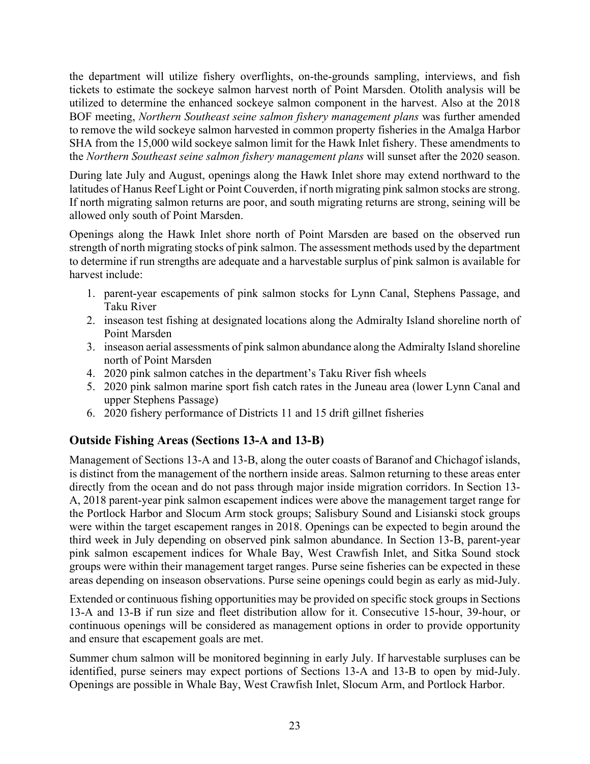the department will utilize fishery overflights, on-the-grounds sampling, interviews, and fish tickets to estimate the sockeye salmon harvest north of Point Marsden. Otolith analysis will be utilized to determine the enhanced sockeye salmon component in the harvest. Also at the 2018 BOF meeting, *Northern Southeast seine salmon fishery management plans* was further amended to remove the wild sockeye salmon harvested in common property fisheries in the Amalga Harbor SHA from the 15,000 wild sockeye salmon limit for the Hawk Inlet fishery. These amendments to the *Northern Southeast seine salmon fishery management plans* will sunset after the 2020 season.

During late July and August, openings along the Hawk Inlet shore may extend northward to the latitudes of Hanus Reef Light or Point Couverden, if north migrating pink salmon stocks are strong. If north migrating salmon returns are poor, and south migrating returns are strong, seining will be allowed only south of Point Marsden.

Openings along the Hawk Inlet shore north of Point Marsden are based on the observed run strength of north migrating stocks of pink salmon. The assessment methods used by the department to determine if run strengths are adequate and a harvestable surplus of pink salmon is available for harvest include:

1. parent-year escapements of pink salmon stocks for Lynn Canal, Stephens Passage, and Taku River
2. inseason test fishing at designated locations along the Admiralty Island shoreline north of Point Marsden
3. inseason aerial assessments of pink salmon abundance along the Admiralty Island shoreline north of Point Marsden
4. 2020 pink salmon catches in the department's Taku River fish wheels
5. 2020 pink salmon marine sport fish catch rates in the Juneau area (lower Lynn Canal and upper Stephens Passage)
6. 2020 fishery performance of Districts 11 and 15 drift gillnet fisheries

## Outside Fishing Areas (Sections 13-A and 13-B)

Management of Sections 13-A and 13-B, along the outer coasts of Baranof and Chichagof islands, is distinct from the management of the northern inside areas. Salmon returning to these areas enter directly from the ocean and do not pass through major inside migration corridors. In Section 13-A, 2018 parent-year pink salmon escapement indices were above the management target range for the Portlock Harbor and Slocum Arm stock groups; Salisbury Sound and Lisianski stock groups were within the target escapement ranges in 2018. Openings can be expected to begin around the third week in July depending on observed pink salmon abundance. In Section 13-B, parent-year pink salmon escapement indices for Whale Bay, West Crawfish Inlet, and Sitka Sound stock groups were within their management target ranges. Purse seine fisheries can be expected in these areas depending on inseason observations. Purse seine openings could begin as early as mid-July.

Extended or continuous fishing opportunities may be provided on specific stock groups in Sections 13-A and 13-B if run size and fleet distribution allow for it. Consecutive 15-hour, 39-hour, or continuous openings will be considered as management options in order to provide opportunity and ensure that escapement goals are met.

Summer chum salmon will be monitored beginning in early July. If harvestable surpluses can be identified, purse seiners may expect portions of Sections 13-A and 13-B to open by mid-July. Openings are possible in Whale Bay, West Crawfish Inlet, Slocum Arm, and Portlock Harbor.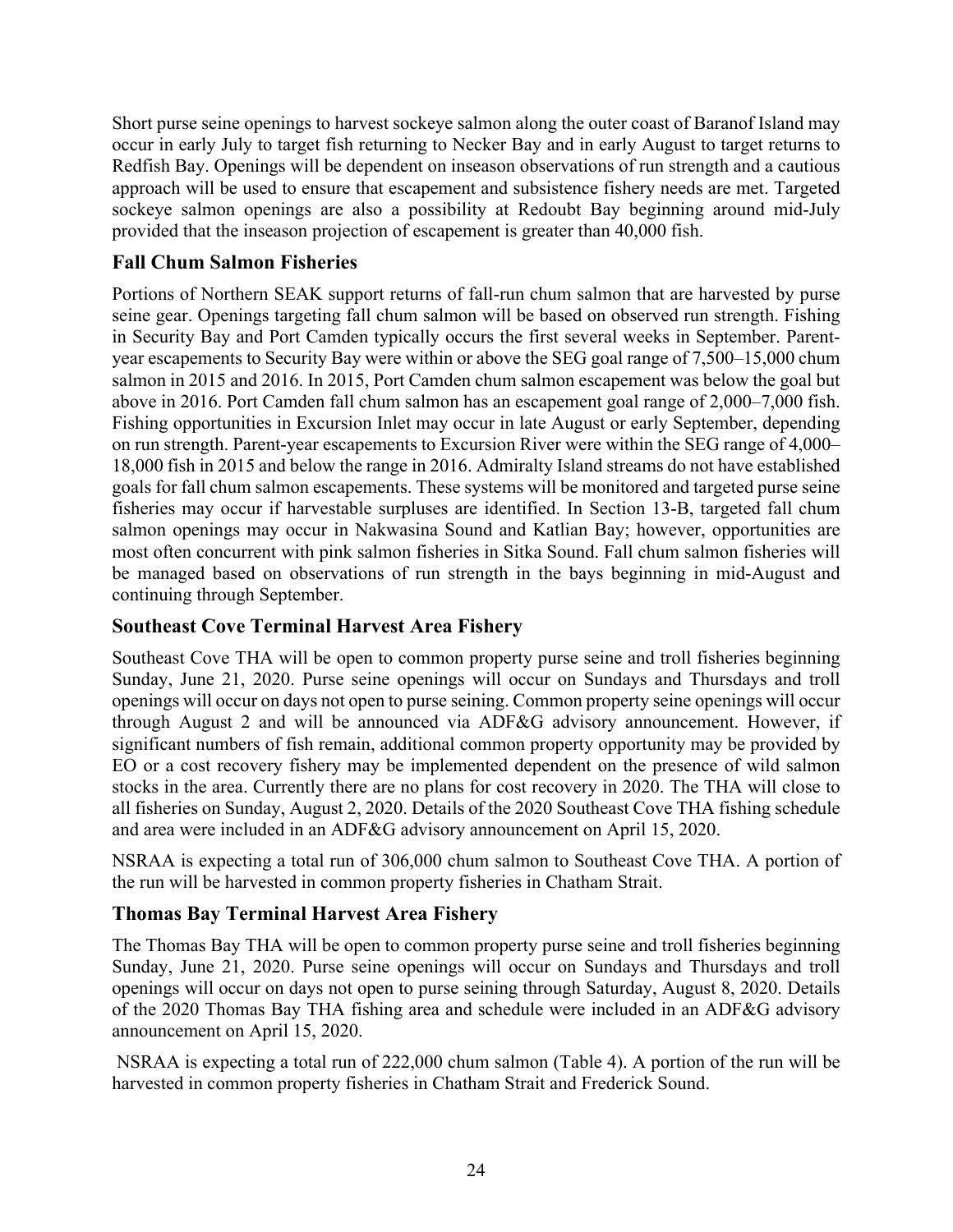Short purse seine openings to harvest sockeye salmon along the outer coast of Baranof Island may occur in early July to target fish returning to Necker Bay and in early August to target returns to Redfish Bay. Openings will be dependent on inseason observations of run strength and a cautious approach will be used to ensure that escapement and subsistence fishery needs are met. Targeted sockeye salmon openings are also a possibility at Redoubt Bay beginning around mid-July provided that the inseason projection of escapement is greater than 40,000 fish.

## Fall Chum Salmon Fisheries

Portions of Northern SEAK support returns of fall-run chum salmon that are harvested by purse seine gear. Openings targeting fall chum salmon will be based on observed run strength. Fishing in Security Bay and Port Camden typically occurs the first several weeks in September. Parent-year escapements to Security Bay were within or above the SEG goal range of 7,500–15,000 chum salmon in 2015 and 2016. In 2015, Port Camden chum salmon escapement was below the goal but above in 2016. Port Camden fall chum salmon has an escapement goal range of 2,000–7,000 fish. Fishing opportunities in Excursion Inlet may occur in late August or early September, depending on run strength. Parent-year escapements to Excursion River were within the SEG range of 4,000–18,000 fish in 2015 and below the range in 2016. Admiralty Island streams do not have established goals for fall chum salmon escapements. These systems will be monitored and targeted purse seine fisheries may occur if harvestable surpluses are identified. In Section 13-B, targeted fall chum salmon openings may occur in Nakwasina Sound and Katlian Bay; however, opportunities are most often concurrent with pink salmon fisheries in Sitka Sound. Fall chum salmon fisheries will be managed based on observations of run strength in the bays beginning in mid-August and continuing through September.

## Southeast Cove Terminal Harvest Area Fishery

Southeast Cove THA will be open to common property purse seine and troll fisheries beginning Sunday, June 21, 2020. Purse seine openings will occur on Sundays and Thursdays and troll openings will occur on days not open to purse seining. Common property seine openings will occur through August 2 and will be announced via ADF&G advisory announcement. However, if significant numbers of fish remain, additional common property opportunity may be provided by EO or a cost recovery fishery may be implemented dependent on the presence of wild salmon stocks in the area. Currently there are no plans for cost recovery in 2020. The THA will close to all fisheries on Sunday, August 2, 2020. Details of the 2020 Southeast Cove THA fishing schedule and area were included in an ADF&G advisory announcement on April 15, 2020.

NSRAA is expecting a total run of 306,000 chum salmon to Southeast Cove THA. A portion of the run will be harvested in common property fisheries in Chatham Strait.

## Thomas Bay Terminal Harvest Area Fishery

The Thomas Bay THA will be open to common property purse seine and troll fisheries beginning Sunday, June 21, 2020. Purse seine openings will occur on Sundays and Thursdays and troll openings will occur on days not open to purse seining through Saturday, August 8, 2020. Details of the 2020 Thomas Bay THA fishing area and schedule were included in an ADF&G advisory announcement on April 15, 2020.

NSRAA is expecting a total run of 222,000 chum salmon (Table 4). A portion of the run will be harvested in common property fisheries in Chatham Strait and Frederick Sound.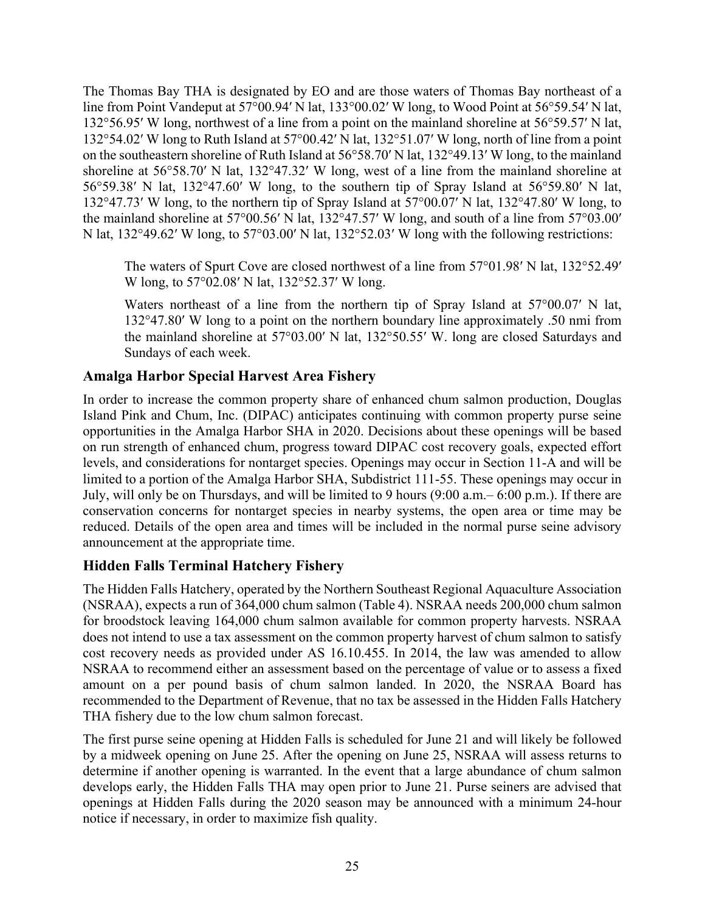The Thomas Bay THA is designated by EO and are those waters of Thomas Bay northeast of a line from Point Vandeput at 57°00.94′ N lat, 133°00.02′ W long, to Wood Point at 56°59.54′ N lat, 132°56.95′ W long, northwest of a line from a point on the mainland shoreline at 56°59.57′ N lat, 132°54.02′ W long to Ruth Island at 57°00.42′ N lat, 132°51.07′ W long, north of line from a point on the southeastern shoreline of Ruth Island at 56°58.70′ N lat, 132°49.13′ W long, to the mainland shoreline at 56°58.70′ N lat, 132°47.32′ W long, west of a line from the mainland shoreline at 56°59.38′ N lat, 132°47.60′ W long, to the southern tip of Spray Island at 56°59.80′ N lat, 132°47.73′ W long, to the northern tip of Spray Island at 57°00.07′ N lat, 132°47.80′ W long, to the mainland shoreline at 57°00.56′ N lat, 132°47.57′ W long, and south of a line from 57°03.00′ N lat, 132°49.62′ W long, to 57°03.00′ N lat, 132°52.03′ W long with the following restrictions:

> The waters of Spurt Cove are closed northwest of a line from 57°01.98′ N lat, 132°52.49′ W long, to 57°02.08′ N lat, 132°52.37′ W long.
>
> Waters northeast of a line from the northern tip of Spray Island at 57°00.07′ N lat, 132°47.80′ W long to a point on the northern boundary line approximately .50 nmi from the mainland shoreline at 57°03.00′ N lat, 132°50.55′ W. long are closed Saturdays and Sundays of each week.

## Amalga Harbor Special Harvest Area Fishery

In order to increase the common property share of enhanced chum salmon production, Douglas Island Pink and Chum, Inc. (DIPAC) anticipates continuing with common property purse seine opportunities in the Amalga Harbor SHA in 2020. Decisions about these openings will be based on run strength of enhanced chum, progress toward DIPAC cost recovery goals, expected effort levels, and considerations for nontarget species. Openings may occur in Section 11-A and will be limited to a portion of the Amalga Harbor SHA, Subdistrict 111-55. These openings may occur in July, will only be on Thursdays, and will be limited to 9 hours (9:00 a.m.– 6:00 p.m.). If there are conservation concerns for nontarget species in nearby systems, the open area or time may be reduced. Details of the open area and times will be included in the normal purse seine advisory announcement at the appropriate time.

## Hidden Falls Terminal Hatchery Fishery

The Hidden Falls Hatchery, operated by the Northern Southeast Regional Aquaculture Association (NSRAA), expects a run of 364,000 chum salmon (Table 4). NSRAA needs 200,000 chum salmon for broodstock leaving 164,000 chum salmon available for common property harvests. NSRAA does not intend to use a tax assessment on the common property harvest of chum salmon to satisfy cost recovery needs as provided under AS 16.10.455. In 2014, the law was amended to allow NSRAA to recommend either an assessment based on the percentage of value or to assess a fixed amount on a per pound basis of chum salmon landed. In 2020, the NSRAA Board has recommended to the Department of Revenue, that no tax be assessed in the Hidden Falls Hatchery THA fishery due to the low chum salmon forecast.

The first purse seine opening at Hidden Falls is scheduled for June 21 and will likely be followed by a midweek opening on June 25. After the opening on June 25, NSRAA will assess returns to determine if another opening is warranted. In the event that a large abundance of chum salmon develops early, the Hidden Falls THA may open prior to June 21. Purse seiners are advised that openings at Hidden Falls during the 2020 season may be announced with a minimum 24-hour notice if necessary, in order to maximize fish quality.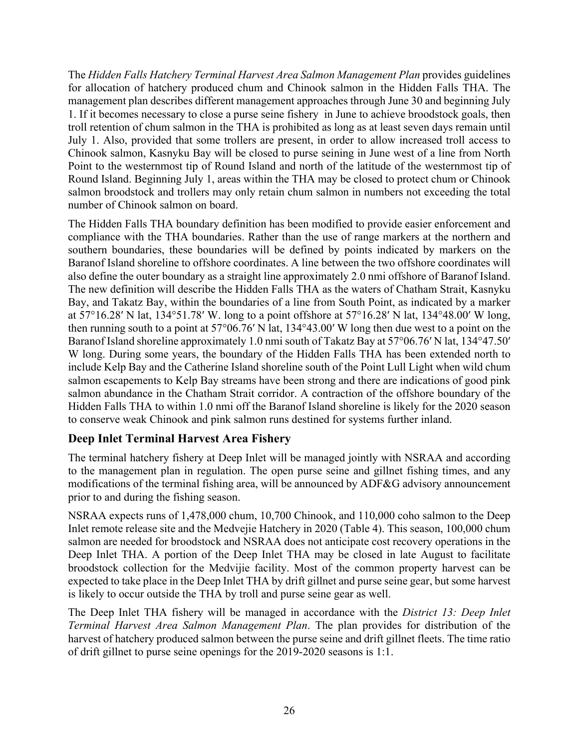The *Hidden Falls Hatchery Terminal Harvest Area Salmon Management Plan* provides guidelines for allocation of hatchery produced chum and Chinook salmon in the Hidden Falls THA. The management plan describes different management approaches through June 30 and beginning July 1. If it becomes necessary to close a purse seine fishery in June to achieve broodstock goals, then troll retention of chum salmon in the THA is prohibited as long as at least seven days remain until July 1. Also, provided that some trollers are present, in order to allow increased troll access to Chinook salmon, Kasnyku Bay will be closed to purse seining in June west of a line from North Point to the westernmost tip of Round Island and north of the latitude of the westernmost tip of Round Island. Beginning July 1, areas within the THA may be closed to protect chum or Chinook salmon broodstock and trollers may only retain chum salmon in numbers not exceeding the total number of Chinook salmon on board.

The Hidden Falls THA boundary definition has been modified to provide easier enforcement and compliance with the THA boundaries. Rather than the use of range markers at the northern and southern boundaries, these boundaries will be defined by points indicated by markers on the Baranof Island shoreline to offshore coordinates. A line between the two offshore coordinates will also define the outer boundary as a straight line approximately 2.0 nmi offshore of Baranof Island. The new definition will describe the Hidden Falls THA as the waters of Chatham Strait, Kasnyku Bay, and Takatz Bay, within the boundaries of a line from South Point, as indicated by a marker at 57°16.28′ N lat, 134°51.78′ W. long to a point offshore at 57°16.28′ N lat, 134°48.00′ W long, then running south to a point at 57°06.76′ N lat, 134°43.00′ W long then due west to a point on the Baranof Island shoreline approximately 1.0 nmi south of Takatz Bay at 57°06.76′ N lat, 134°47.50′ W long. During some years, the boundary of the Hidden Falls THA has been extended north to include Kelp Bay and the Catherine Island shoreline south of the Point Lull Light when wild chum salmon escapements to Kelp Bay streams have been strong and there are indications of good pink salmon abundance in the Chatham Strait corridor. A contraction of the offshore boundary of the Hidden Falls THA to within 1.0 nmi off the Baranof Island shoreline is likely for the 2020 season to conserve weak Chinook and pink salmon runs destined for systems further inland.

## Deep Inlet Terminal Harvest Area Fishery

The terminal hatchery fishery at Deep Inlet will be managed jointly with NSRAA and according to the management plan in regulation. The open purse seine and gillnet fishing times, and any modifications of the terminal fishing area, will be announced by ADF&G advisory announcement prior to and during the fishing season.

NSRAA expects runs of 1,478,000 chum, 10,700 Chinook, and 110,000 coho salmon to the Deep Inlet remote release site and the Medvejie Hatchery in 2020 (Table 4). This season, 100,000 chum salmon are needed for broodstock and NSRAA does not anticipate cost recovery operations in the Deep Inlet THA. A portion of the Deep Inlet THA may be closed in late August to facilitate broodstock collection for the Medvijie facility. Most of the common property harvest can be expected to take place in the Deep Inlet THA by drift gillnet and purse seine gear, but some harvest is likely to occur outside the THA by troll and purse seine gear as well.

The Deep Inlet THA fishery will be managed in accordance with the *District 13: Deep Inlet Terminal Harvest Area Salmon Management Plan*. The plan provides for distribution of the harvest of hatchery produced salmon between the purse seine and drift gillnet fleets. The time ratio of drift gillnet to purse seine openings for the 2019-2020 seasons is 1:1.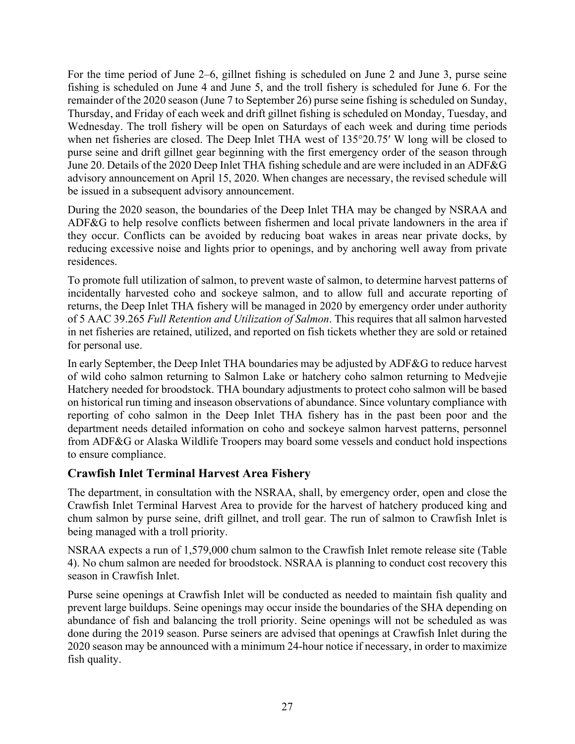For the time period of June 2–6, gillnet fishing is scheduled on June 2 and June 3, purse seine fishing is scheduled on June 4 and June 5, and the troll fishery is scheduled for June 6. For the remainder of the 2020 season (June 7 to September 26) purse seine fishing is scheduled on Sunday, Thursday, and Friday of each week and drift gillnet fishing is scheduled on Monday, Tuesday, and Wednesday. The troll fishery will be open on Saturdays of each week and during time periods when net fisheries are closed. The Deep Inlet THA west of 135°20.75′ W long will be closed to purse seine and drift gillnet gear beginning with the first emergency order of the season through June 20. Details of the 2020 Deep Inlet THA fishing schedule and are were included in an ADF&G advisory announcement on April 15, 2020. When changes are necessary, the revised schedule will be issued in a subsequent advisory announcement.

During the 2020 season, the boundaries of the Deep Inlet THA may be changed by NSRAA and ADF&G to help resolve conflicts between fishermen and local private landowners in the area if they occur. Conflicts can be avoided by reducing boat wakes in areas near private docks, by reducing excessive noise and lights prior to openings, and by anchoring well away from private residences.

To promote full utilization of salmon, to prevent waste of salmon, to determine harvest patterns of incidentally harvested coho and sockeye salmon, and to allow full and accurate reporting of returns, the Deep Inlet THA fishery will be managed in 2020 by emergency order under authority of 5 AAC 39.265 *Full Retention and Utilization of Salmon*. This requires that all salmon harvested in net fisheries are retained, utilized, and reported on fish tickets whether they are sold or retained for personal use.

In early September, the Deep Inlet THA boundaries may be adjusted by ADF&G to reduce harvest of wild coho salmon returning to Salmon Lake or hatchery coho salmon returning to Medvejie Hatchery needed for broodstock. THA boundary adjustments to protect coho salmon will be based on historical run timing and inseason observations of abundance. Since voluntary compliance with reporting of coho salmon in the Deep Inlet THA fishery has in the past been poor and the department needs detailed information on coho and sockeye salmon harvest patterns, personnel from ADF&G or Alaska Wildlife Troopers may board some vessels and conduct hold inspections to ensure compliance.

## Crawfish Inlet Terminal Harvest Area Fishery

The department, in consultation with the NSRAA, shall, by emergency order, open and close the Crawfish Inlet Terminal Harvest Area to provide for the harvest of hatchery produced king and chum salmon by purse seine, drift gillnet, and troll gear. The run of salmon to Crawfish Inlet is being managed with a troll priority.

NSRAA expects a run of 1,579,000 chum salmon to the Crawfish Inlet remote release site (Table 4). No chum salmon are needed for broodstock. NSRAA is planning to conduct cost recovery this season in Crawfish Inlet.

Purse seine openings at Crawfish Inlet will be conducted as needed to maintain fish quality and prevent large buildups. Seine openings may occur inside the boundaries of the SHA depending on abundance of fish and balancing the troll priority. Seine openings will not be scheduled as was done during the 2019 season. Purse seiners are advised that openings at Crawfish Inlet during the 2020 season may be announced with a minimum 24-hour notice if necessary, in order to maximize fish quality.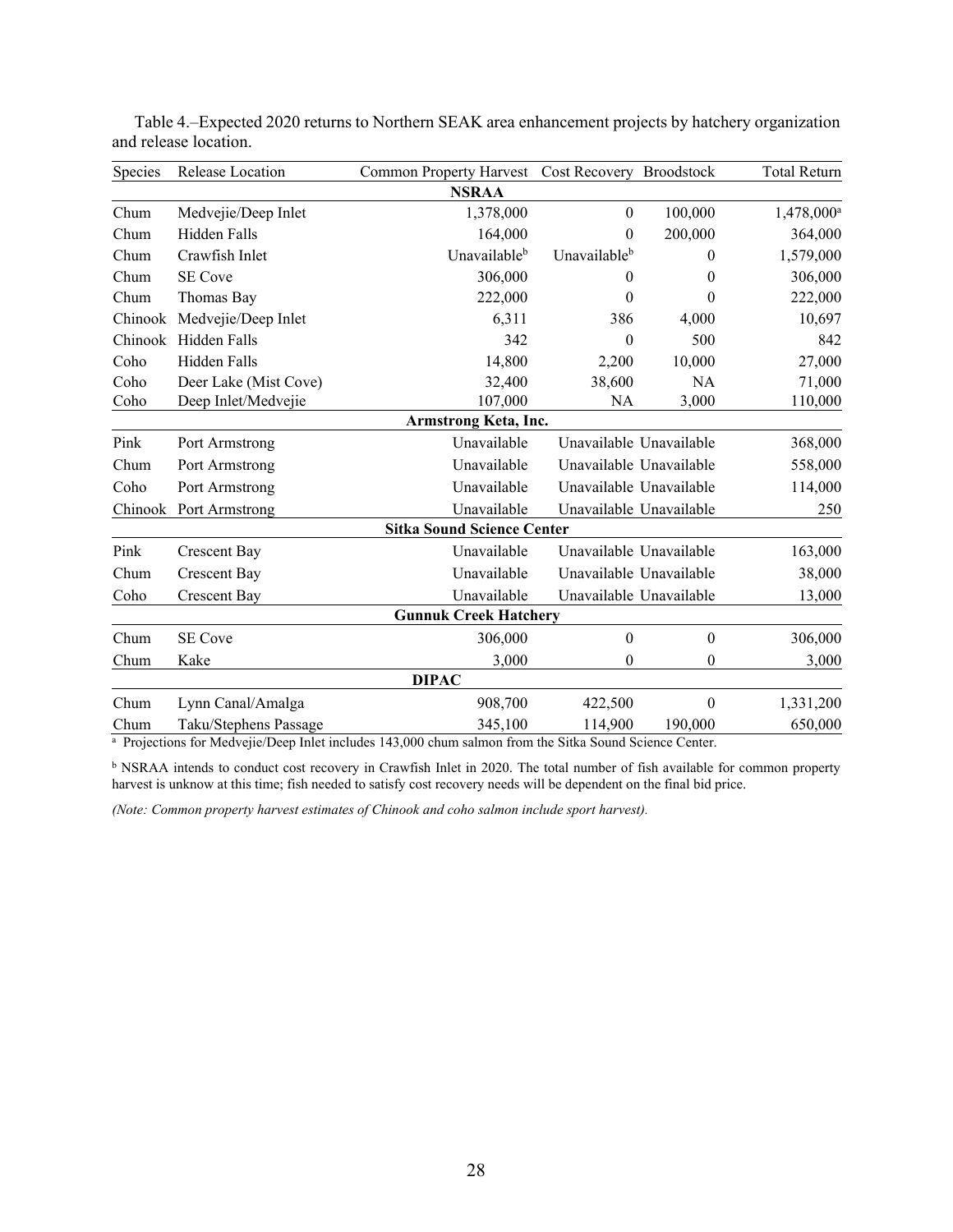Table 4.–Expected 2020 returns to Northern SEAK area enhancement projects by hatchery organization and release location.

| Species | Release Location | Common Property Harvest | Cost Recovery | Broodstock | Total Return |
|---|---|---|---|---|---|
| **NSRAA** | | | | | |
| Chum | Medvejie/Deep Inlet | 1,378,000 | 0 | 100,000 | 1,478,000[a] |
| Chum | Hidden Falls | 164,000 | 0 | 200,000 | 364,000 |
| Chum | Crawfish Inlet | Unavailable[b] | Unavailable[b] | 0 | 1,579,000 |
| Chum | SE Cove | 306,000 | 0 | 0 | 306,000 |
| Chum | Thomas Bay | 222,000 | 0 | 0 | 222,000 |
| Chinook | Medvejie/Deep Inlet | 6,311 | 386 | 4,000 | 10,697 |
| Chinook | Hidden Falls | 342 | 0 | 500 | 842 |
| Coho | Hidden Falls | 14,800 | 2,200 | 10,000 | 27,000 |
| Coho | Deer Lake (Mist Cove) | 32,400 | 38,600 | NA | 71,000 |
| Coho | Deep Inlet/Medvejie | 107,000 | NA | 3,000 | 110,000 |
| **Armstrong Keta, Inc.** | | | | | |
| Pink | Port Armstrong | Unavailable | Unavailable | Unavailable | 368,000 |
| Chum | Port Armstrong | Unavailable | Unavailable | Unavailable | 558,000 |
| Coho | Port Armstrong | Unavailable | Unavailable | Unavailable | 114,000 |
| Chinook | Port Armstrong | Unavailable | Unavailable | Unavailable | 250 |
| **Sitka Sound Science Center** | | | | | |
| Pink | Crescent Bay | Unavailable | Unavailable | Unavailable | 163,000 |
| Chum | Crescent Bay | Unavailable | Unavailable | Unavailable | 38,000 |
| Coho | Crescent Bay | Unavailable | Unavailable | Unavailable | 13,000 |
| **Gunnuk Creek Hatchery** | | | | | |
| Chum | SE Cove | 306,000 | 0 | 0 | 306,000 |
| Chum | Kake | 3,000 | 0 | 0 | 3,000 |
| **DIPAC** | | | | | |
| Chum | Lynn Canal/Amalga | 908,700 | 422,500 | 0 | 1,331,200 |
| Chum | Taku/Stephens Passage | 345,100 | 114,900 | 190,000 | 650,000 |

[a] Projections for Medvejie/Deep Inlet includes 143,000 chum salmon from the Sitka Sound Science Center.

[b] NSRAA intends to conduct cost recovery in Crawfish Inlet in 2020. The total number of fish available for common property harvest is unknow at this time; fish needed to satisfy cost recovery needs will be dependent on the final bid price.

*(Note: Common property harvest estimates of Chinook and coho salmon include sport harvest).*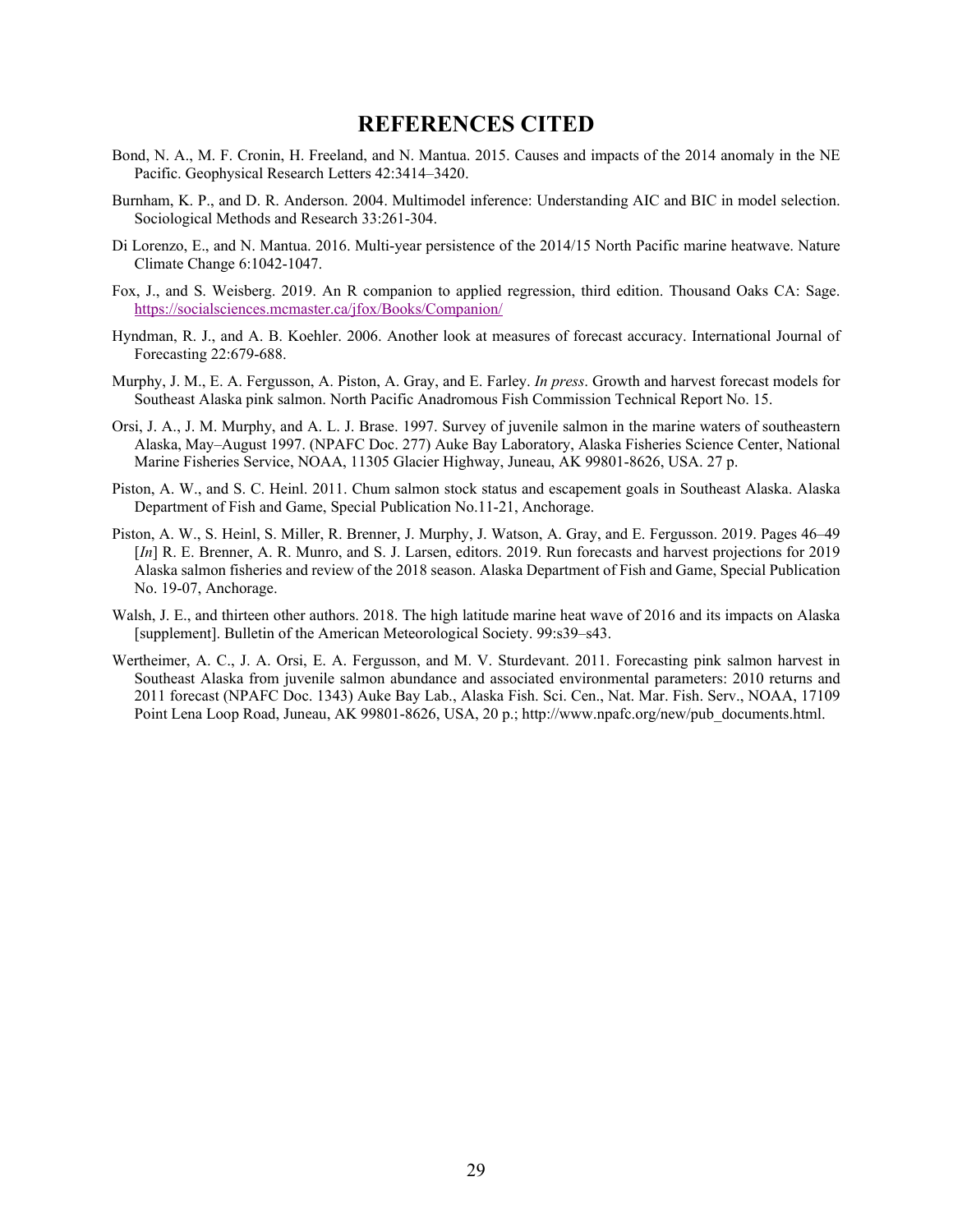# REFERENCES CITED

Bond, N. A., M. F. Cronin, H. Freeland, and N. Mantua. 2015. Causes and impacts of the 2014 anomaly in the NE Pacific. Geophysical Research Letters 42:3414–3420.

Burnham, K. P., and D. R. Anderson. 2004. Multimodel inference: Understanding AIC and BIC in model selection. Sociological Methods and Research 33:261-304.

Di Lorenzo, E., and N. Mantua. 2016. Multi-year persistence of the 2014/15 North Pacific marine heatwave. Nature Climate Change 6:1042-1047.

Fox, J., and S. Weisberg. 2019. An R companion to applied regression, third edition. Thousand Oaks CA: Sage. https://socialsciences.mcmaster.ca/jfox/Books/Companion/

Hyndman, R. J., and A. B. Koehler. 2006. Another look at measures of forecast accuracy. International Journal of Forecasting 22:679-688.

Murphy, J. M., E. A. Fergusson, A. Piston, A. Gray, and E. Farley. *In press*. Growth and harvest forecast models for Southeast Alaska pink salmon. North Pacific Anadromous Fish Commission Technical Report No. 15.

Orsi, J. A., J. M. Murphy, and A. L. J. Brase. 1997. Survey of juvenile salmon in the marine waters of southeastern Alaska, May–August 1997. (NPAFC Doc. 277) Auke Bay Laboratory, Alaska Fisheries Science Center, National Marine Fisheries Service, NOAA, 11305 Glacier Highway, Juneau, AK 99801-8626, USA. 27 p.

Piston, A. W., and S. C. Heinl. 2011. Chum salmon stock status and escapement goals in Southeast Alaska. Alaska Department of Fish and Game, Special Publication No.11-21, Anchorage.

Piston, A. W., S. Heinl, S. Miller, R. Brenner, J. Murphy, J. Watson, A. Gray, and E. Fergusson. 2019. Pages 46–49 [*In*] R. E. Brenner, A. R. Munro, and S. J. Larsen, editors. 2019. Run forecasts and harvest projections for 2019 Alaska salmon fisheries and review of the 2018 season. Alaska Department of Fish and Game, Special Publication No. 19-07, Anchorage.

Walsh, J. E., and thirteen other authors. 2018. The high latitude marine heat wave of 2016 and its impacts on Alaska [supplement]. Bulletin of the American Meteorological Society. 99:s39–s43.

Wertheimer, A. C., J. A. Orsi, E. A. Fergusson, and M. V. Sturdevant. 2011. Forecasting pink salmon harvest in Southeast Alaska from juvenile salmon abundance and associated environmental parameters: 2010 returns and 2011 forecast (NPAFC Doc. 1343) Auke Bay Lab., Alaska Fish. Sci. Cen., Nat. Mar. Fish. Serv., NOAA, 17109 Point Lena Loop Road, Juneau, AK 99801-8626, USA, 20 p.; http://www.npafc.org/new/pub_documents.html.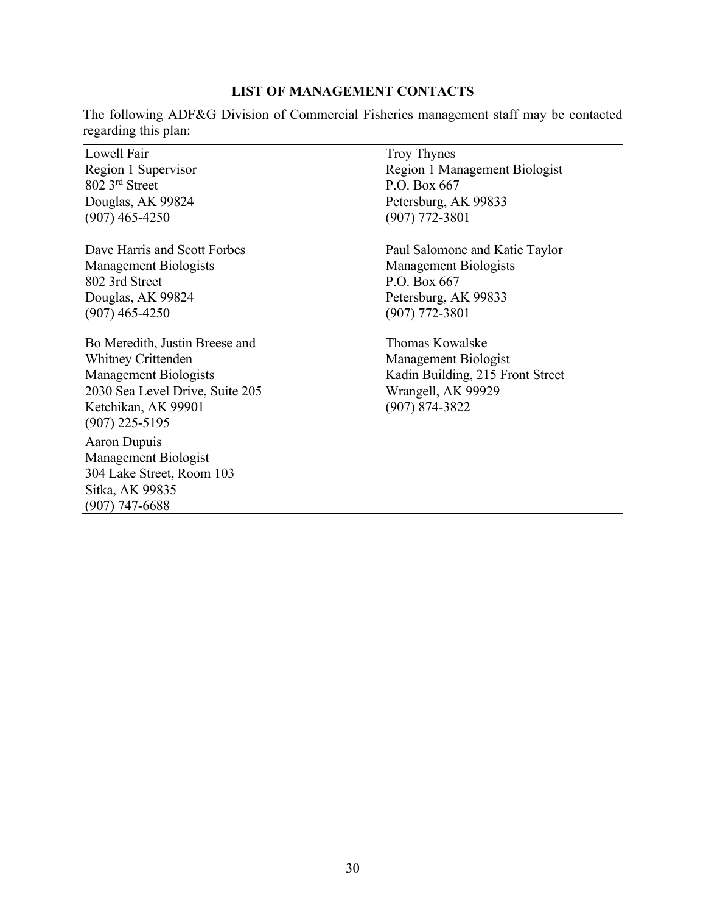## LIST OF MANAGEMENT CONTACTS

The following ADF&G Division of Commercial Fisheries management staff may be contacted regarding this plan:

Lowell Fair
Region 1 Supervisor
802 3rd Street
Douglas, AK 99824
(907) 465-4250

Dave Harris and Scott Forbes
Management Biologists
802 3rd Street
Douglas, AK 99824
(907) 465-4250

Bo Meredith, Justin Breese and Whitney Crittenden
Management Biologists
2030 Sea Level Drive, Suite 205
Ketchikan, AK 99901
(907) 225-5195

Aaron Dupuis
Management Biologist
304 Lake Street, Room 103
Sitka, AK 99835
(907) 747-6688

Troy Thynes
Region 1 Management Biologist
P.O. Box 667
Petersburg, AK 99833
(907) 772-3801

Paul Salomone and Katie Taylor
Management Biologists
P.O. Box 667
Petersburg, AK 99833
(907) 772-3801

Thomas Kowalske
Management Biologist
Kadin Building, 215 Front Street
Wrangell, AK 99929
(907) 874-3822